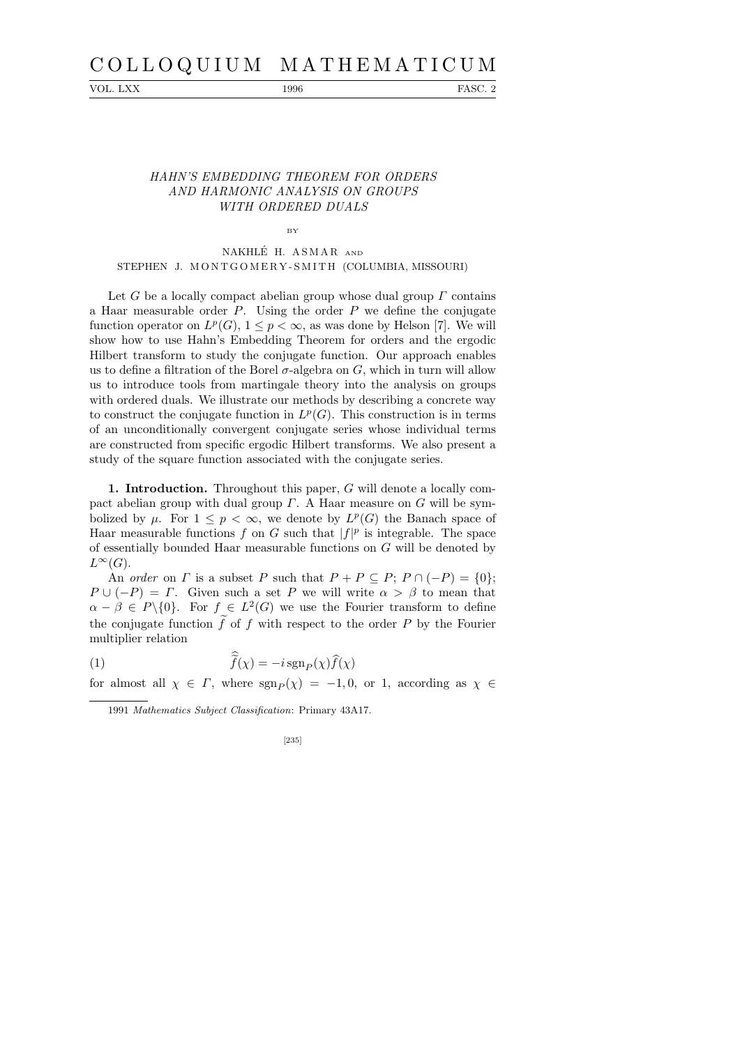# HAHN'S EMBEDDING THEOREM FOR ORDERS AND HARMONIC ANALYSIS ON GROUPS WITH ORDERED DUALS

BY

NAKHLÉ H. ASMAR AND STEPHEN J. MONTGOMERY-SMITH (COLUMBIA, MISSOURI)

Let $G$ be a locally compact abelian group whose dual group $\Gamma$ contains a Haar measurable order $P$. Using the order $P$ we define the conjugate function operator on $L^p(G)$, $1 \le p < \infty$, as was done by Helson [7]. We will show how to use Hahn's Embedding Theorem for orders and the ergodic Hilbert transform to study the conjugate function. Our approach enables us to define a filtration of the Borel $\sigma$-algebra on $G$, which in turn will allow us to introduce tools from martingale theory into the analysis on groups with ordered duals. We illustrate our methods by describing a concrete way to construct the conjugate function in $L^p(G)$. This construction is in terms of an unconditionally convergent conjugate series whose individual terms are constructed from specific ergodic Hilbert transforms. We also present a study of the square function associated with the conjugate series.

**1. Introduction.** Throughout this paper, $G$ will denote a locally compact abelian group with dual group $\Gamma$. A Haar measure on $G$ will be symbolized by $\mu$. For $1 \le p < \infty$, we denote by $L^p(G)$ the Banach space of Haar measurable functions $f$ on $G$ such that $|f|^p$ is integrable. The space of essentially bounded Haar measurable functions on $G$ will be denoted by $L^\infty(G)$.

An *order* on $\Gamma$ is a subset $P$ such that $P + P \subseteq P$; $P \cap (-P) = \{0\}$; $P \cup (-P) = \Gamma$. Given such a set $P$ we will write $\alpha > \beta$ to mean that $\alpha - \beta \in P\backslash\{0\}$. For $f \in L^2(G)$ we use the Fourier transform to define the conjugate function $\widetilde{f}$ of $f$ with respect to the order $P$ by the Fourier multiplier relation

$$\widehat{\widetilde{f}}(\chi) = -i\,\mathrm{sgn}_P(\chi)\widehat{f}(\chi) \tag{1}$$

for almost all $\chi \in \Gamma$, where $\mathrm{sgn}_P(\chi) = -1, 0$, or $1$, according as $\chi \in$

1991 *Mathematics Subject Classification*: Primary 43A17.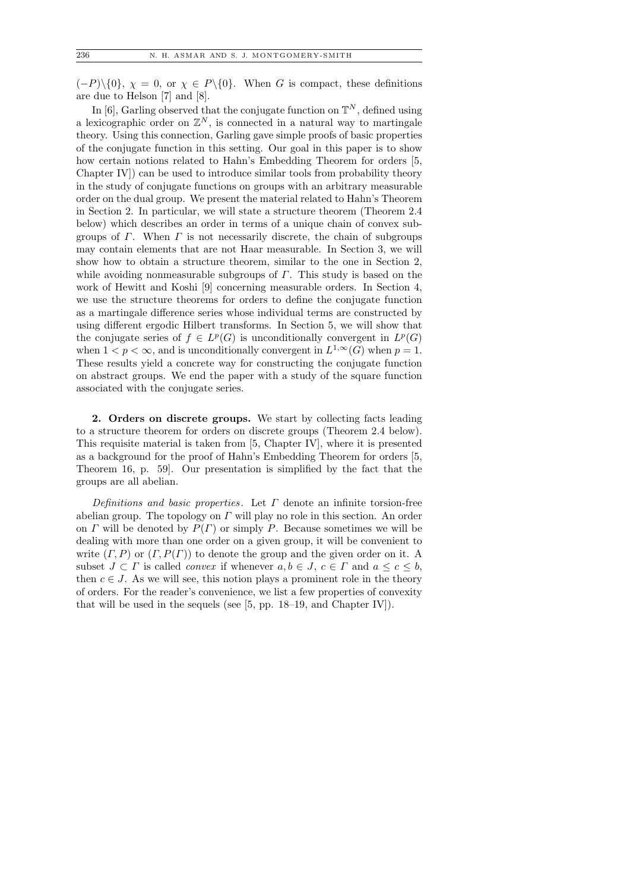$(-P)\backslash\{0\}$, $\chi = 0$, or $\chi \in P\backslash\{0\}$. When $G$ is compact, these definitions are due to Helson [7] and [8].

In [6], Garling observed that the conjugate function on $\mathbb{T}^N$, defined using a lexicographic order on $\mathbb{Z}^N$, is connected in a natural way to martingale theory. Using this connection, Garling gave simple proofs of basic properties of the conjugate function in this setting. Our goal in this paper is to show how certain notions related to Hahn's Embedding Theorem for orders [5, Chapter IV]) can be used to introduce similar tools from probability theory in the study of conjugate functions on groups with an arbitrary measurable order on the dual group. We present the material related to Hahn's Theorem in Section 2. In particular, we will state a structure theorem (Theorem 2.4 below) which describes an order in terms of a unique chain of convex subgroups of $\Gamma$. When $\Gamma$ is not necessarily discrete, the chain of subgroups may contain elements that are not Haar measurable. In Section 3, we will show how to obtain a structure theorem, similar to the one in Section 2, while avoiding nonmeasurable subgroups of $\Gamma$. This study is based on the work of Hewitt and Koshi [9] concerning measurable orders. In Section 4, we use the structure theorems for orders to define the conjugate function as a martingale difference series whose individual terms are constructed by using different ergodic Hilbert transforms. In Section 5, we will show that the conjugate series of $f \in L^p(G)$ is unconditionally convergent in $L^p(G)$ when $1 < p < \infty$, and is unconditionally convergent in $L^{1,\infty}(G)$ when $p = 1$. These results yield a concrete way for constructing the conjugate function on abstract groups. We end the paper with a study of the square function associated with the conjugate series.

**2. Orders on discrete groups.** We start by collecting facts leading to a structure theorem for orders on discrete groups (Theorem 2.4 below). This requisite material is taken from [5, Chapter IV], where it is presented as a background for the proof of Hahn's Embedding Theorem for orders [5, Theorem 16, p. 59]. Our presentation is simplified by the fact that the groups are all abelian.

*Definitions and basic properties.* Let $\Gamma$ denote an infinite torsion-free abelian group. The topology on $\Gamma$ will play no role in this section. An order on $\Gamma$ will be denoted by $P(\Gamma)$ or simply $P$. Because sometimes we will be dealing with more than one order on a given group, it will be convenient to write $(\Gamma, P)$ or $(\Gamma, P(\Gamma))$ to denote the group and the given order on it. A subset $J \subset \Gamma$ is called *convex* if whenever $a, b \in J$, $c \in \Gamma$ and $a \le c \le b$, then $c \in J$. As we will see, this notion plays a prominent role in the theory of orders. For the reader's convenience, we list a few properties of convexity that will be used in the sequels (see [5, pp. 18–19, and Chapter IV]).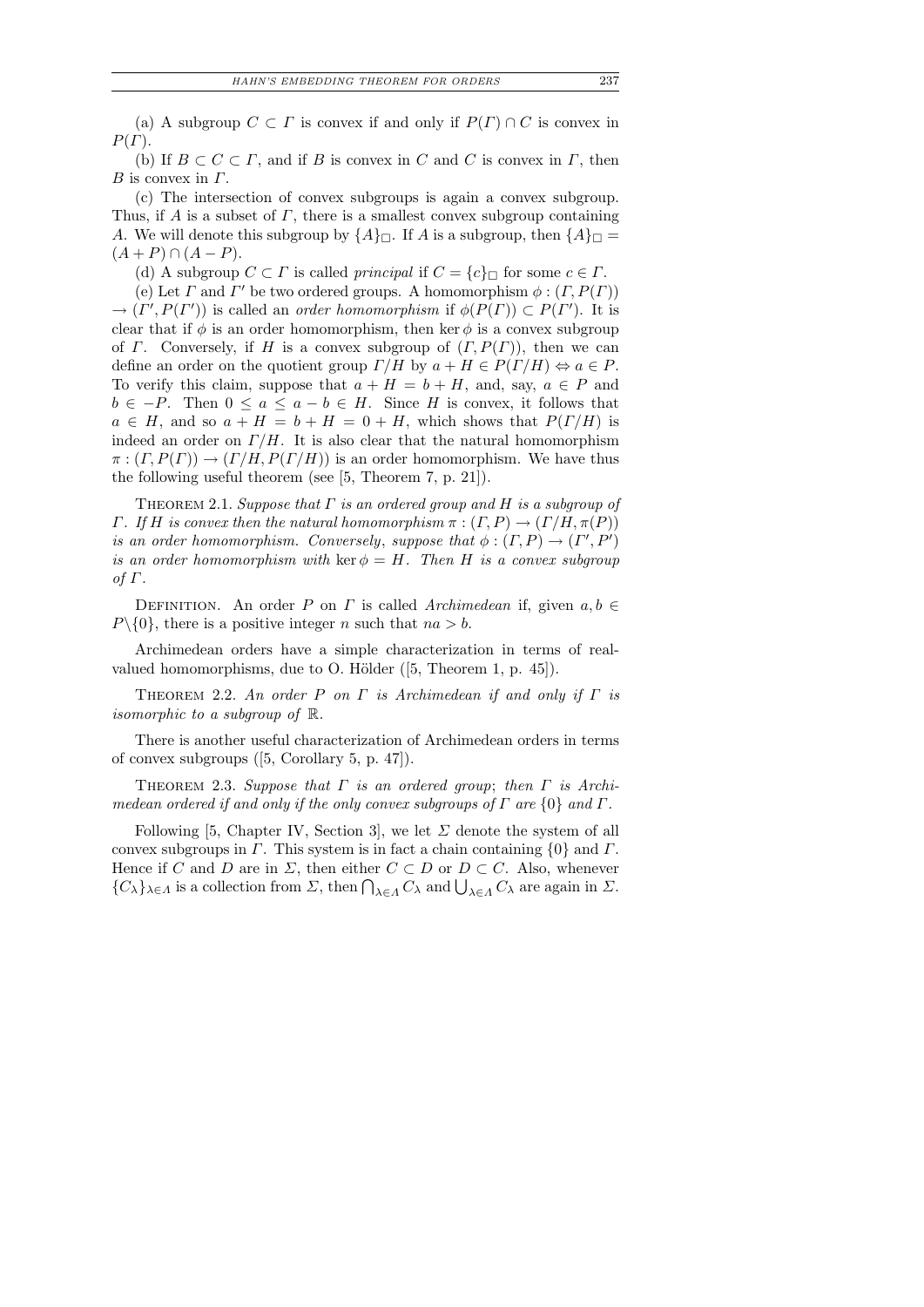(a) A subgroup $C \subset \Gamma$ is convex if and only if $P(\Gamma) \cap C$ is convex in $P(\Gamma)$.

(b) If $B \subset C \subset \Gamma$, and if $B$ is convex in $C$ and $C$ is convex in $\Gamma$, then $B$ is convex in $\Gamma$.

(c) The intersection of convex subgroups is again a convex subgroup. Thus, if $A$ is a subset of $\Gamma$, there is a smallest convex subgroup containing $A$. We will denote this subgroup by $\{A\}_\Box$. If $A$ is a subgroup, then $\{A\}_\Box = (A + P) \cap (A - P)$.

(d) A subgroup $C \subset \Gamma$ is called *principal* if $C = \{c\}_\Box$ for some $c \in \Gamma$.

(e) Let $\Gamma$ and $\Gamma'$ be two ordered groups. A homomorphism $\phi : (\Gamma, P(\Gamma)) \to (\Gamma', P(\Gamma'))$ is called an *order homomorphism* if $\phi(P(\Gamma)) \subset P(\Gamma')$. It is clear that if $\phi$ is an order homomorphism, then $\ker \phi$ is a convex subgroup of $\Gamma$. Conversely, if $H$ is a convex subgroup of $(\Gamma, P(\Gamma))$, then we can define an order on the quotient group $\Gamma/H$ by $a + H \in P(\Gamma/H) \Leftrightarrow a \in P$. To verify this claim, suppose that $a + H = b + H$, and, say, $a \in P$ and $b \in -P$. Then $0 \le a \le a - b \in H$. Since $H$ is convex, it follows that $a \in H$, and so $a + H = b + H = 0 + H$, which shows that $P(\Gamma/H)$ is indeed an order on $\Gamma/H$. It is also clear that the natural homomorphism $\pi : (\Gamma, P(\Gamma)) \to (\Gamma/H, P(\Gamma/H))$ is an order homomorphism. We have thus the following useful theorem (see [5, Theorem 7, p. 21]).

Theorem 2.1. *Suppose that $\Gamma$ is an ordered group and $H$ is a subgroup of $\Gamma$. If $H$ is convex then the natural homomorphism $\pi : (\Gamma, P) \to (\Gamma/H, \pi(P))$ is an order homomorphism. Conversely, suppose that $\phi : (\Gamma, P) \to (\Gamma', P')$ is an order homomorphism with $\ker \phi = H$. Then $H$ is a convex subgroup of $\Gamma$.*

Definition. An order $P$ on $\Gamma$ is called *Archimedean* if, given $a, b \in P \backslash \{0\}$, there is a positive integer $n$ such that $na > b$.

Archimedean orders have a simple characterization in terms of real-valued homomorphisms, due to O. Hölder ([5, Theorem 1, p. 45]).

Theorem 2.2. *An order $P$ on $\Gamma$ is Archimedean if and only if $\Gamma$ is isomorphic to a subgroup of $\mathbb{R}$.*

There is another useful characterization of Archimedean orders in terms of convex subgroups ([5, Corollary 5, p. 47]).

Theorem 2.3. *Suppose that $\Gamma$ is an ordered group; then $\Gamma$ is Archimedean ordered if and only if the only convex subgroups of $\Gamma$ are $\{0\}$ and $\Gamma$.*

Following [5, Chapter IV, Section 3], we let $\Sigma$ denote the system of all convex subgroups in $\Gamma$. This system is in fact a chain containing $\{0\}$ and $\Gamma$. Hence if $C$ and $D$ are in $\Sigma$, then either $C \subset D$ or $D \subset C$. Also, whenever $\{C_\lambda\}_{\lambda \in \Lambda}$ is a collection from $\Sigma$, then $\bigcap_{\lambda \in \Lambda} C_\lambda$ and $\bigcup_{\lambda \in \Lambda} C_\lambda$ are again in $\Sigma$.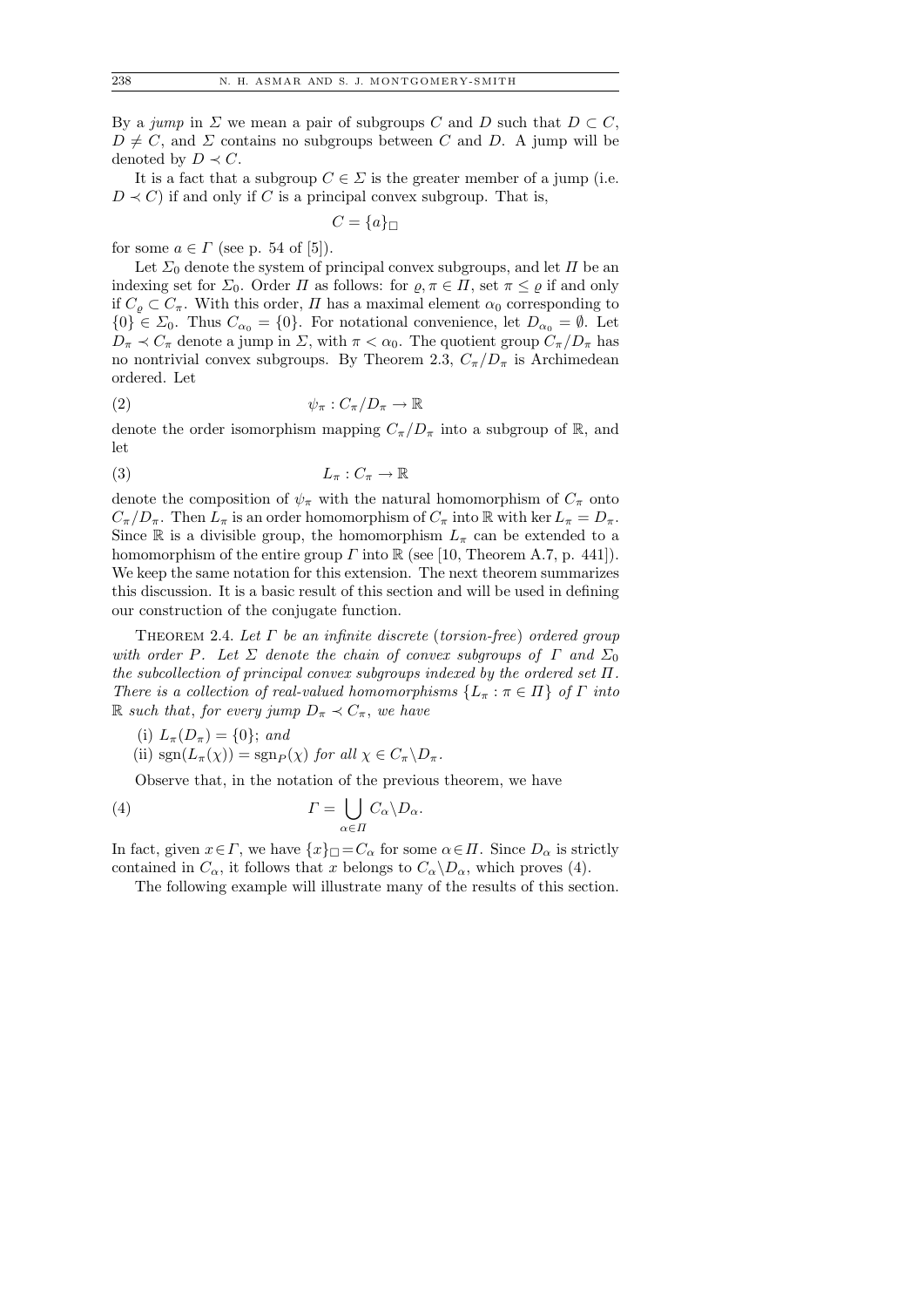By a *jump* in $\Sigma$ we mean a pair of subgroups $C$ and $D$ such that $D \subset C$, $D \neq C$, and $\Sigma$ contains no subgroups between $C$ and $D$. A jump will be denoted by $D \prec C$.

It is a fact that a subgroup $C \in \Sigma$ is the greater member of a jump (i.e. $D \prec C$) if and only if $C$ is a principal convex subgroup. That is,

$$C = \{a\}_{\square}$$

for some $a \in \Gamma$ (see p. 54 of [5]).

Let $\Sigma_0$ denote the system of principal convex subgroups, and let $\Pi$ be an indexing set for $\Sigma_0$. Order $\Pi$ as follows: for $\varrho, \pi \in \Pi$, set $\pi \leq \varrho$ if and only if $C_\varrho \subset C_\pi$. With this order, $\Pi$ has a maximal element $\alpha_0$ corresponding to $\{0\} \in \Sigma_0$. Thus $C_{\alpha_0} = \{0\}$. For notational convenience, let $D_{\alpha_0} = \emptyset$. Let $D_\pi \prec C_\pi$ denote a jump in $\Sigma$, with $\pi < \alpha_0$. The quotient group $C_\pi/D_\pi$ has no nontrivial convex subgroups. By Theorem 2.3, $C_\pi/D_\pi$ is Archimedean ordered. Let

$$\psi_\pi : C_\pi/D_\pi \to \mathbb{R} \tag{2}$$

denote the order isomorphism mapping $C_\pi/D_\pi$ into a subgroup of $\mathbb{R}$, and let

$$L_\pi : C_\pi \to \mathbb{R} \tag{3}$$

denote the composition of $\psi_\pi$ with the natural homomorphism of $C_\pi$ onto $C_\pi/D_\pi$. Then $L_\pi$ is an order homomorphism of $C_\pi$ into $\mathbb{R}$ with $\ker L_\pi = D_\pi$. Since $\mathbb{R}$ is a divisible group, the homomorphism $L_\pi$ can be extended to a homomorphism of the entire group $\Gamma$ into $\mathbb{R}$ (see [10, Theorem A.7, p. 441]). We keep the same notation for this extension. The next theorem summarizes this discussion. It is a basic result of this section and will be used in defining our construction of the conjugate function.

Theorem 2.4. *Let $\Gamma$ be an infinite discrete (torsion-free) ordered group with order $P$. Let $\Sigma$ denote the chain of convex subgroups of $\Gamma$ and $\Sigma_0$ the subcollection of principal convex subgroups indexed by the ordered set $\Pi$. There is a collection of real-valued homomorphisms $\{L_\pi : \pi \in \Pi\}$ of $\Gamma$ into $\mathbb{R}$ such that, for every jump $D_\pi \prec C_\pi$, we have*

(i) $L_\pi(D_\pi) = \{0\}$; *and*

(ii) $\operatorname{sgn}(L_\pi(\chi)) = \operatorname{sgn}_P(\chi)$ *for all* $\chi \in C_\pi \backslash D_\pi$.

Observe that, in the notation of the previous theorem, we have

$$\Gamma = \bigcup_{\alpha \in \Pi} C_\alpha \backslash D_\alpha. \tag{4}$$

In fact, given $x \in \Gamma$, we have $\{x\}_{\square} = C_\alpha$ for some $\alpha \in \Pi$. Since $D_\alpha$ is strictly contained in $C_\alpha$, it follows that $x$ belongs to $C_\alpha \backslash D_\alpha$, which proves (4).

The following example will illustrate many of the results of this section.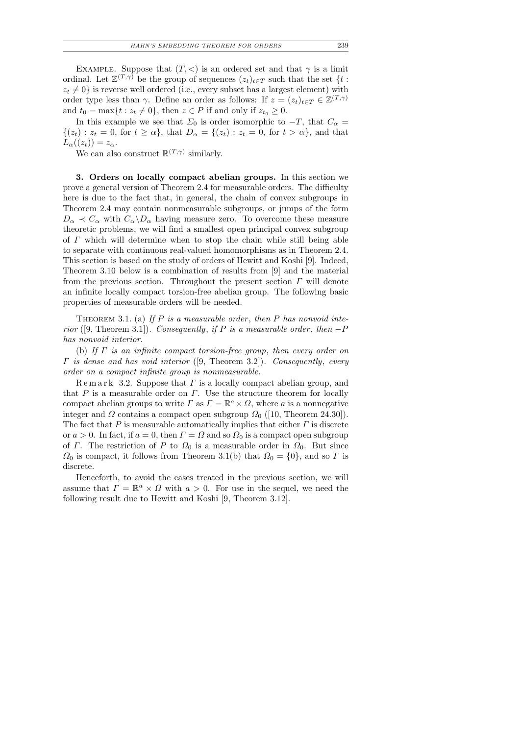Example. Suppose that $(T,<)$ is an ordered set and that $\gamma$ is a limit ordinal. Let $\mathbb{Z}^{(T,\gamma)}$ be the group of sequences $(z_t)_{t\in T}$ such that the set $\{t : z_t \neq 0\}$ is reverse well ordered (i.e., every subset has a largest element) with order type less than $\gamma$. Define an order as follows: If $z = (z_t)_{t\in T} \in \mathbb{Z}^{(T,\gamma)}$ and $t_0 = \max\{t : z_t \neq 0\}$, then $z \in P$ if and only if $z_{t_0} \geq 0$.

In this example we see that $\Sigma_0$ is order isomorphic to $-T$, that $C_\alpha = \{(z_t) : z_t = 0, \text{ for } t \geq \alpha\}$, that $D_\alpha = \{(z_t) : z_t = 0, \text{ for } t > \alpha\}$, and that $L_\alpha((z_t)) = z_\alpha$.

We can also construct $\mathbb{R}^{(T,\gamma)}$ similarly.

**3. Orders on locally compact abelian groups.** In this section we prove a general version of Theorem 2.4 for measurable orders. The difficulty here is due to the fact that, in general, the chain of convex subgroups in Theorem 2.4 may contain nonmeasurable subgroups, or jumps of the form $D_\alpha \prec C_\alpha$ with $C_\alpha \backslash D_\alpha$ having measure zero. To overcome these measure theoretic problems, we will find a smallest open principal convex subgroup of $\Gamma$ which will determine when to stop the chain while still being able to separate with continuous real-valued homomorphisms as in Theorem 2.4. This section is based on the study of orders of Hewitt and Koshi [9]. Indeed, Theorem 3.10 below is a combination of results from [9] and the material from the previous section. Throughout the present section $\Gamma$ will denote an infinite locally compact torsion-free abelian group. The following basic properties of measurable orders will be needed.

Theorem 3.1. (a) *If $P$ is a measurable order, then $P$ has nonvoid interior* ([9, Theorem 3.1]). *Consequently, if $P$ is a measurable order, then $-P$ has nonvoid interior.*

(b) *If $\Gamma$ is an infinite compact torsion-free group, then every order on $\Gamma$ is dense and has void interior* ([9, Theorem 3.2]). *Consequently, every order on a compact infinite group is nonmeasurable.*

Remark 3.2. Suppose that $\Gamma$ is a locally compact abelian group, and that $P$ is a measurable order on $\Gamma$. Use the structure theorem for locally compact abelian groups to write $\Gamma$ as $\Gamma = \mathbb{R}^a \times \Omega$, where $a$ is a nonnegative integer and $\Omega$ contains a compact open subgroup $\Omega_0$ ([10, Theorem 24.30]). The fact that $P$ is measurable automatically implies that either $\Gamma$ is discrete or $a > 0$. In fact, if $a = 0$, then $\Gamma = \Omega$ and so $\Omega_0$ is a compact open subgroup of $\Gamma$. The restriction of $P$ to $\Omega_0$ is a measurable order in $\Omega_0$. But since $\Omega_0$ is compact, it follows from Theorem 3.1(b) that $\Omega_0 = \{0\}$, and so $\Gamma$ is discrete.

Henceforth, to avoid the cases treated in the previous section, we will assume that $\Gamma = \mathbb{R}^a \times \Omega$ with $a > 0$. For use in the sequel, we need the following result due to Hewitt and Koshi [9, Theorem 3.12].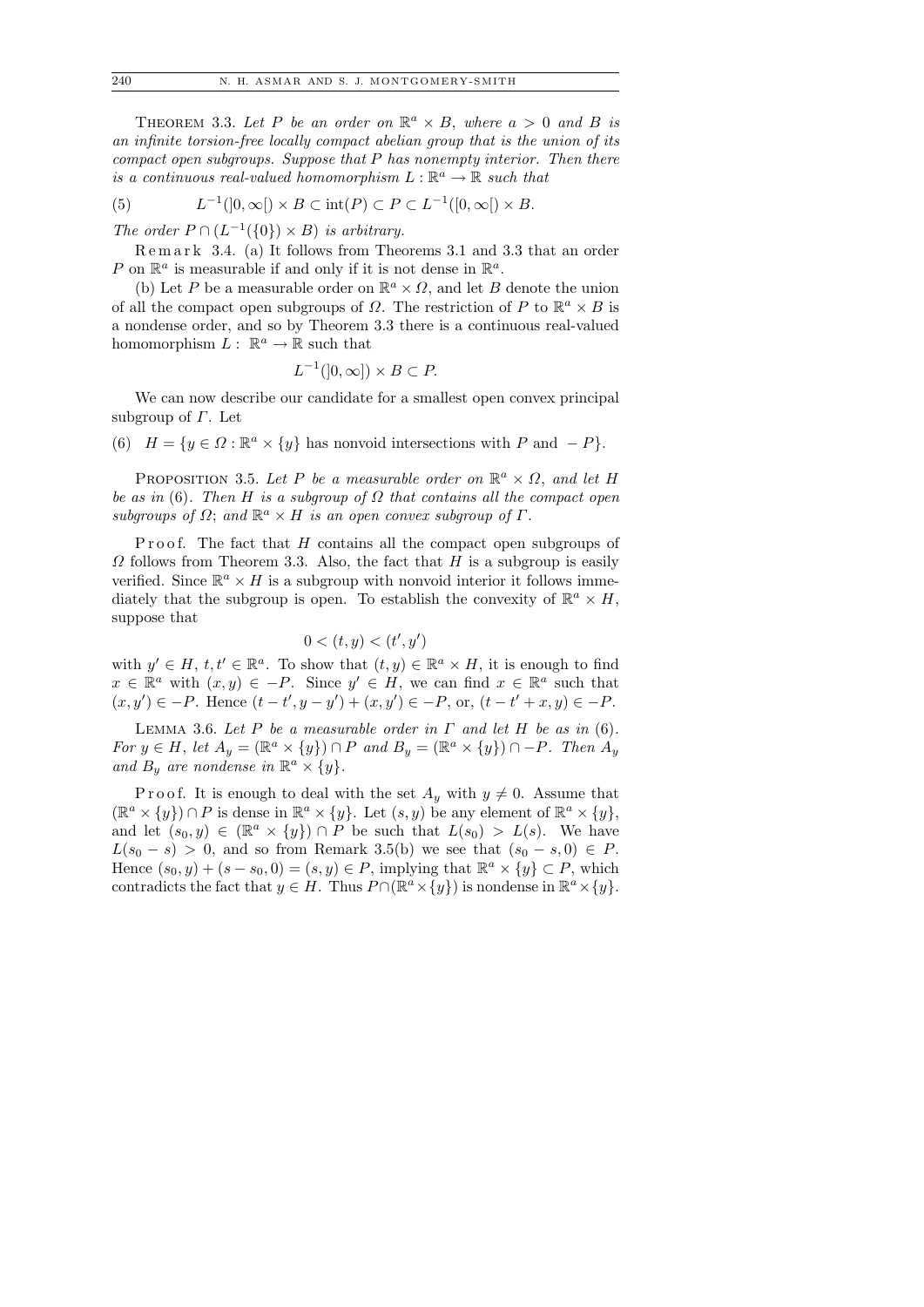**Theorem 3.3.** *Let $P$ be an order on $\mathbb{R}^a \times B$, where $a > 0$ and $B$ is an infinite torsion-free locally compact abelian group that is the union of its compact open subgroups. Suppose that $P$ has nonempty interior. Then there is a continuous real-valued homomorphism $L : \mathbb{R}^a \to \mathbb{R}$ such that*

$$L^{-1}(]0, \infty[) \times B \subset \operatorname{int}(P) \subset P \subset L^{-1}([0, \infty[) \times B. \tag{5}$$

*The order $P \cap (L^{-1}(\{0\}) \times B)$ is arbitrary.*

Remark 3.4. (a) It follows from Theorems 3.1 and 3.3 that an order $P$ on $\mathbb{R}^a$ is measurable if and only if it is not dense in $\mathbb{R}^a$.

(b) Let $P$ be a measurable order on $\mathbb{R}^a \times \Omega$, and let $B$ denote the union of all the compact open subgroups of $\Omega$. The restriction of $P$ to $\mathbb{R}^a \times B$ is a nondense order, and so by Theorem 3.3 there is a continuous real-valued homomorphism $L : \mathbb{R}^a \to \mathbb{R}$ such that

$$L^{-1}(]0, \infty]) \times B \subset P.$$

We can now describe our candidate for a smallest open convex principal subgroup of $\Gamma$. Let

$$H = \{y \in \Omega : \mathbb{R}^a \times \{y\} \text{ has nonvoid intersections with } P \text{ and } -P\}. \tag{6}$$

**Proposition 3.5.** *Let $P$ be a measurable order on $\mathbb{R}^a \times \Omega$, and let $H$ be as in* (6)*. Then $H$ is a subgroup of $\Omega$ that contains all the compact open subgroups of $\Omega$; and $\mathbb{R}^a \times H$ is an open convex subgroup of $\Gamma$.*

Proof. The fact that $H$ contains all the compact open subgroups of $\Omega$ follows from Theorem 3.3. Also, the fact that $H$ is a subgroup is easily verified. Since $\mathbb{R}^a \times H$ is a subgroup with nonvoid interior it follows immediately that the subgroup is open. To establish the convexity of $\mathbb{R}^a \times H$, suppose that

$$0 < (t, y) < (t', y')$$

with $y' \in H$, $t, t' \in \mathbb{R}^a$. To show that $(t, y) \in \mathbb{R}^a \times H$, it is enough to find $x \in \mathbb{R}^a$ with $(x, y) \in -P$. Since $y' \in H$, we can find $x \in \mathbb{R}^a$ such that $(x, y') \in -P$. Hence $(t - t', y - y') + (x, y') \in -P$, or, $(t - t' + x, y) \in -P$.

**Lemma 3.6.** *Let $P$ be a measurable order in $\Gamma$ and let $H$ be as in* (6)*. For $y \in H$, let $A_y = (\mathbb{R}^a \times \{y\}) \cap P$ and $B_y = (\mathbb{R}^a \times \{y\}) \cap -P$. Then $A_y$ and $B_y$ are nondense in $\mathbb{R}^a \times \{y\}$.*

Proof. It is enough to deal with the set $A_y$ with $y \neq 0$. Assume that $(\mathbb{R}^a \times \{y\}) \cap P$ is dense in $\mathbb{R}^a \times \{y\}$. Let $(s, y)$ be any element of $\mathbb{R}^a \times \{y\}$, and let $(s_0, y) \in (\mathbb{R}^a \times \{y\}) \cap P$ be such that $L(s_0) > L(s)$. We have $L(s_0 - s) > 0$, and so from Remark 3.5(b) we see that $(s_0 - s, 0) \in P$. Hence $(s_0, y) + (s - s_0, 0) = (s, y) \in P$, implying that $\mathbb{R}^a \times \{y\} \subset P$, which contradicts the fact that $y \in H$. Thus $P \cap (\mathbb{R}^a \times \{y\})$ is nondense in $\mathbb{R}^a \times \{y\}$.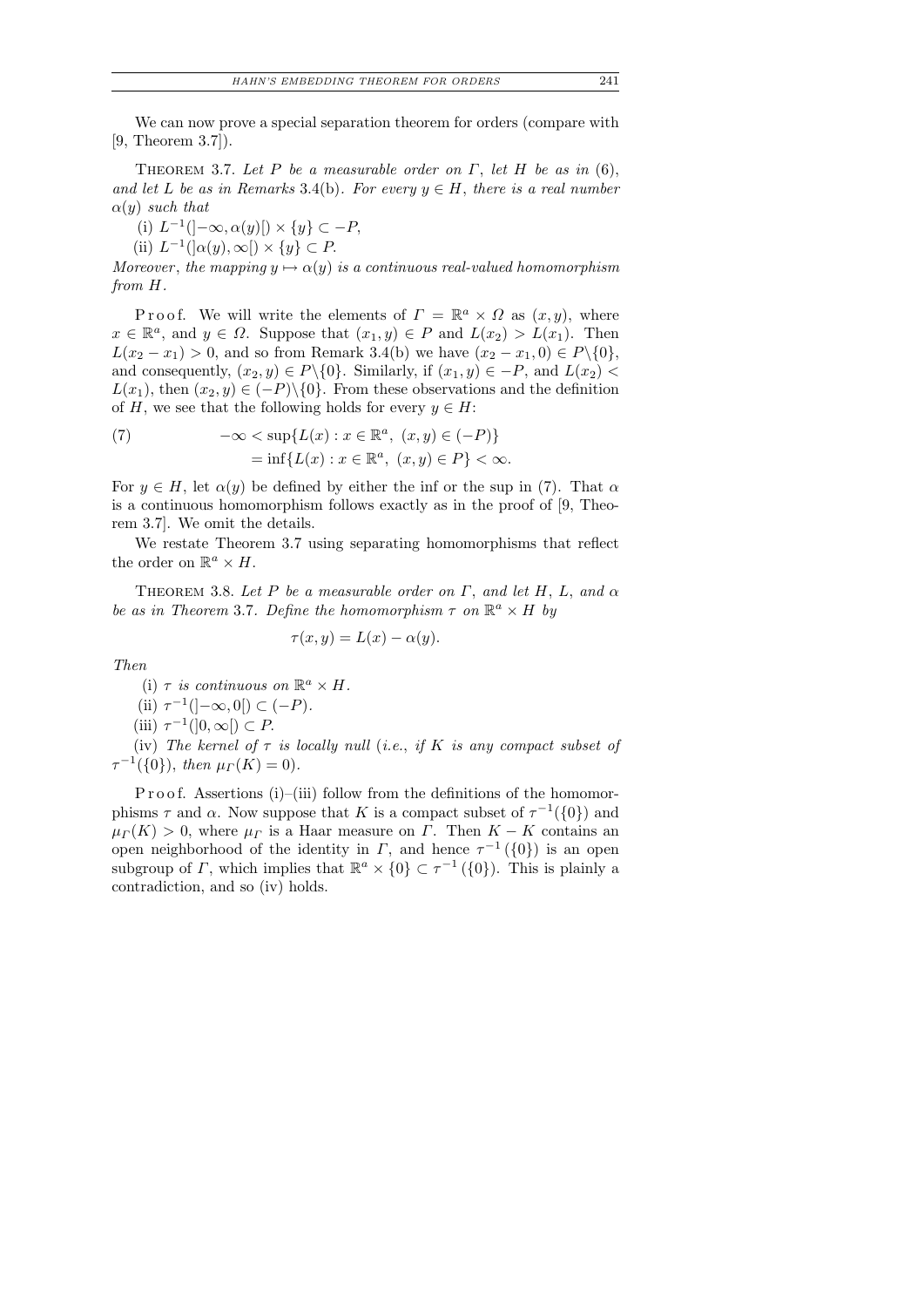We can now prove a special separation theorem for orders (compare with [9, Theorem 3.7]).

THEOREM 3.7. *Let $P$ be a measurable order on $\Gamma$, let $H$ be as in* (6), *and let $L$ be as in Remarks* 3.4(b). *For every $y \in H$, there is a real number $\alpha(y)$ such that*

(i) $L^{-1}(]-\infty, \alpha(y)[) \times \{y\} \subset -P$,

(ii) $L^{-1}(]\alpha(y), \infty[) \times \{y\} \subset P$.

*Moreover, the mapping $y \mapsto \alpha(y)$ is a continuous real-valued homomorphism from $H$.*

Proof. We will write the elements of $\Gamma = \mathbb{R}^a \times \Omega$ as $(x, y)$, where $x \in \mathbb{R}^a$, and $y \in \Omega$. Suppose that $(x_1, y) \in P$ and $L(x_2) > L(x_1)$. Then $L(x_2 - x_1) > 0$, and so from Remark 3.4(b) we have $(x_2 - x_1, 0) \in P \backslash \{0\}$, and consequently, $(x_2, y) \in P \backslash \{0\}$. Similarly, if $(x_1, y) \in -P$, and $L(x_2) < L(x_1)$, then $(x_2, y) \in (-P) \backslash \{0\}$. From these observations and the definition of $H$, we see that the following holds for every $y \in H$:

$$
\begin{aligned}
(7) \qquad -\infty &< \sup\{L(x) : x \in \mathbb{R}^a,\ (x, y) \in (-P)\} \\
&= \inf\{L(x) : x \in \mathbb{R}^a,\ (x, y) \in P\} < \infty.
\end{aligned}
$$

For $y \in H$, let $\alpha(y)$ be defined by either the inf or the sup in (7). That $\alpha$ is a continuous homomorphism follows exactly as in the proof of [9, Theorem 3.7]. We omit the details.

We restate Theorem 3.7 using separating homomorphisms that reflect the order on $\mathbb{R}^a \times H$.

THEOREM 3.8. *Let $P$ be a measurable order on $\Gamma$, and let $H$, $L$, and $\alpha$ be as in Theorem* 3.7. *Define the homomorphism $\tau$ on $\mathbb{R}^a \times H$ by*

$$\tau(x, y) = L(x) - \alpha(y).$$

*Then*

(i) *$\tau$ is continuous on $\mathbb{R}^a \times H$.*

(ii) $\tau^{-1}(]-\infty, 0[) \subset (-P)$.

(iii) $\tau^{-1}(]0, \infty[) \subset P$.

(iv) *The kernel of $\tau$ is locally null* (*i.e., if $K$ is any compact subset of $\tau^{-1}(\{0\})$, then $\mu_\Gamma(K) = 0$*).

Proof. Assertions (i)–(iii) follow from the definitions of the homomorphisms $\tau$ and $\alpha$. Now suppose that $K$ is a compact subset of $\tau^{-1}(\{0\})$ and $\mu_\Gamma(K) > 0$, where $\mu_\Gamma$ is a Haar measure on $\Gamma$. Then $K - K$ contains an open neighborhood of the identity in $\Gamma$, and hence $\tau^{-1}(\{0\})$ is an open subgroup of $\Gamma$, which implies that $\mathbb{R}^a \times \{0\} \subset \tau^{-1}(\{0\})$. This is plainly a contradiction, and so (iv) holds.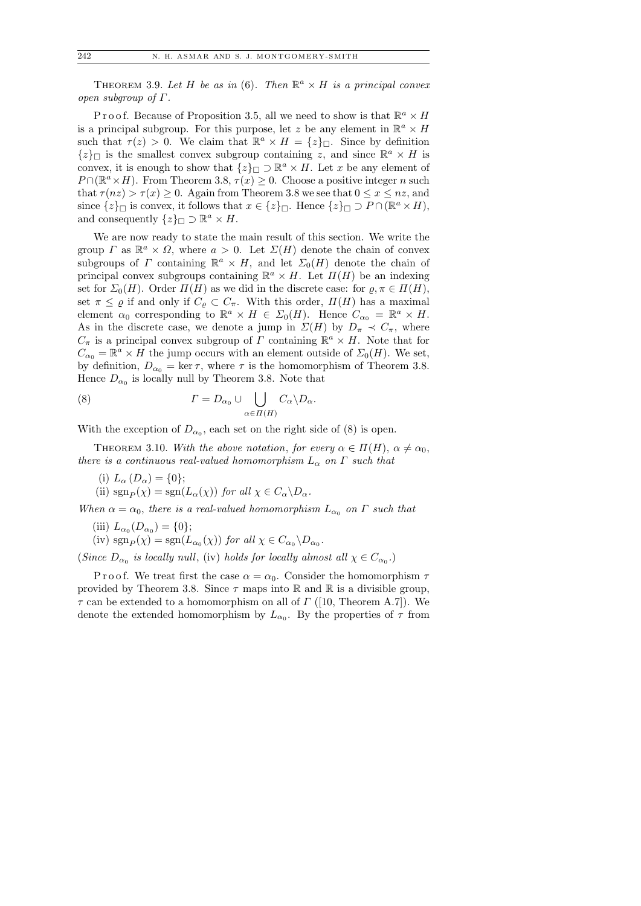**Theorem 3.9.** *Let $H$ be as in* (6). *Then $\mathbb{R}^a \times H$ is a principal convex open subgroup of $\Gamma$.*

Proof. Because of Proposition 3.5, all we need to show is that $\mathbb{R}^a \times H$ is a principal subgroup. For this purpose, let $z$ be any element in $\mathbb{R}^a \times H$ such that $\tau(z) > 0$. We claim that $\mathbb{R}^a \times H = \{z\}_\square$. Since by definition $\{z\}_\square$ is the smallest convex subgroup containing $z$, and since $\mathbb{R}^a \times H$ is convex, it is enough to show that $\{z\}_\square \supset \mathbb{R}^a \times H$. Let $x$ be any element of $P \cap (\mathbb{R}^a \times H)$. From Theorem 3.8, $\tau(x) \geq 0$. Choose a positive integer $n$ such that $\tau(nz) > \tau(x) \geq 0$. Again from Theorem 3.8 we see that $0 \leq x \leq nz$, and since $\{z\}_\square$ is convex, it follows that $x \in \{z\}_\square$. Hence $\{z\}_\square \supset P \cap (\mathbb{R}^a \times H)$, and consequently $\{z\}_\square \supset \mathbb{R}^a \times H$.

We are now ready to state the main result of this section. We write the group $\Gamma$ as $\mathbb{R}^a \times \Omega$, where $a > 0$. Let $\Sigma(H)$ denote the chain of convex subgroups of $\Gamma$ containing $\mathbb{R}^a \times H$, and let $\Sigma_0(H)$ denote the chain of principal convex subgroups containing $\mathbb{R}^a \times H$. Let $\Pi(H)$ be an indexing set for $\Sigma_0(H)$. Order $\Pi(H)$ as we did in the discrete case: for $\varrho, \pi \in \Pi(H)$, set $\pi \leq \varrho$ if and only if $C_\varrho \subset C_\pi$. With this order, $\Pi(H)$ has a maximal element $\alpha_0$ corresponding to $\mathbb{R}^a \times H \in \Sigma_0(H)$. Hence $C_{\alpha_0} = \mathbb{R}^a \times H$. As in the discrete case, we denote a jump in $\Sigma(H)$ by $D_\pi \prec C_\pi$, where $C_\pi$ is a principal convex subgroup of $\Gamma$ containing $\mathbb{R}^a \times H$. Note that for $C_{\alpha_0} = \mathbb{R}^a \times H$ the jump occurs with an element outside of $\Sigma_0(H)$. We set, by definition, $D_{\alpha_0} = \ker \tau$, where $\tau$ is the homomorphism of Theorem 3.8. Hence $D_{\alpha_0}$ is locally null by Theorem 3.8. Note that

$$\Gamma = D_{\alpha_0} \cup \bigcup_{\alpha \in \Pi(H)} C_\alpha \backslash D_\alpha. \tag{8}$$

With the exception of $D_{\alpha_0}$, each set on the right side of (8) is open.

**Theorem 3.10.** *With the above notation, for every $\alpha \in \Pi(H)$, $\alpha \neq \alpha_0$, there is a continuous real-valued homomorphism $L_\alpha$ on $\Gamma$ such that*

(i) $L_\alpha(D_\alpha) = \{0\}$;
(ii) $\operatorname{sgn}_P(\chi) = \operatorname{sgn}(L_\alpha(\chi))$ *for all* $\chi \in C_\alpha \backslash D_\alpha$.

*When $\alpha = \alpha_0$, there is a real-valued homomorphism $L_{\alpha_0}$ on $\Gamma$ such that*

(iii) $L_{\alpha_0}(D_{\alpha_0}) = \{0\}$;
(iv) $\operatorname{sgn}_P(\chi) = \operatorname{sgn}(L_{\alpha_0}(\chi))$ *for all* $\chi \in C_{\alpha_0} \backslash D_{\alpha_0}$.

(*Since $D_{\alpha_0}$ is locally null*, (iv) *holds for locally almost all $\chi \in C_{\alpha_0}$.*)

Proof. We treat first the case $\alpha = \alpha_0$. Consider the homomorphism $\tau$ provided by Theorem 3.8. Since $\tau$ maps into $\mathbb{R}$ and $\mathbb{R}$ is a divisible group, $\tau$ can be extended to a homomorphism on all of $\Gamma$ ([10, Theorem A.7]). We denote the extended homomorphism by $L_{\alpha_0}$. By the properties of $\tau$ from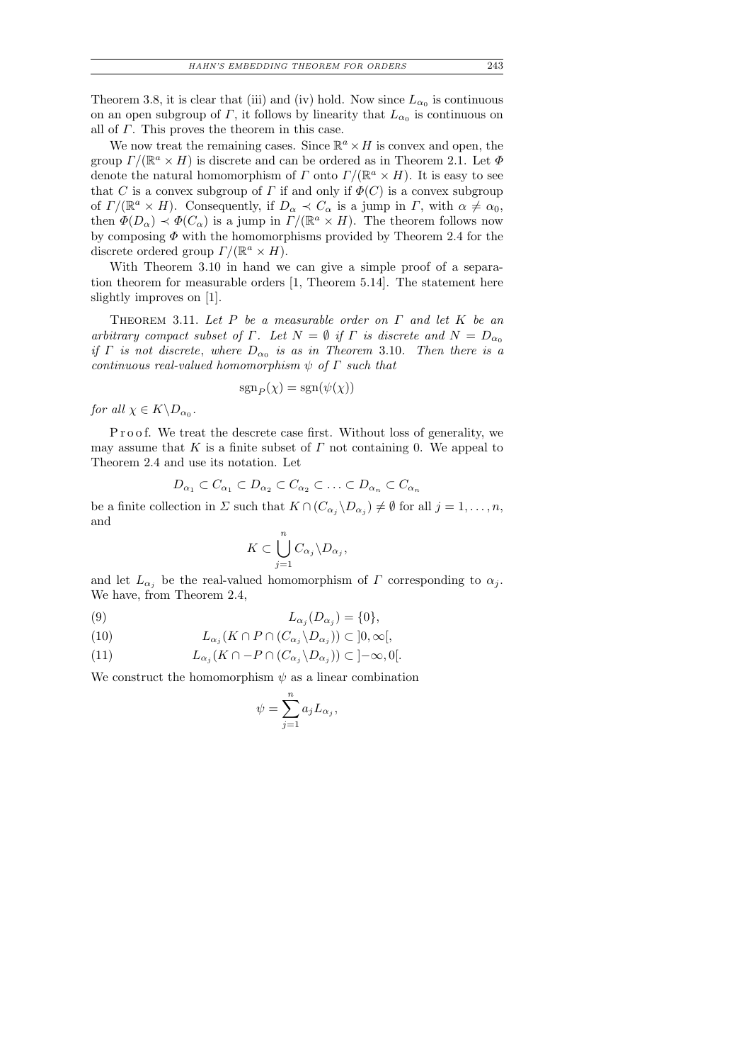Theorem 3.8, it is clear that (iii) and (iv) hold. Now since $L_{\alpha_0}$ is continuous on an open subgroup of $\Gamma$, it follows by linearity that $L_{\alpha_0}$ is continuous on all of $\Gamma$. This proves the theorem in this case.

We now treat the remaining cases. Since $\mathbb{R}^a \times H$ is convex and open, the group $\Gamma/(\mathbb{R}^a \times H)$ is discrete and can be ordered as in Theorem 2.1. Let $\Phi$ denote the natural homomorphism of $\Gamma$ onto $\Gamma/(\mathbb{R}^a \times H)$. It is easy to see that $C$ is a convex subgroup of $\Gamma$ if and only if $\Phi(C)$ is a convex subgroup of $\Gamma/(\mathbb{R}^a \times H)$. Consequently, if $D_\alpha \prec C_\alpha$ is a jump in $\Gamma$, with $\alpha \neq \alpha_0$, then $\Phi(D_\alpha) \prec \Phi(C_\alpha)$ is a jump in $\Gamma/(\mathbb{R}^a \times H)$. The theorem follows now by composing $\Phi$ with the homomorphisms provided by Theorem 2.4 for the discrete ordered group $\Gamma/(\mathbb{R}^a \times H)$.

With Theorem 3.10 in hand we can give a simple proof of a separation theorem for measurable orders [1, Theorem 5.14]. The statement here slightly improves on [1].

THEOREM 3.11. *Let $P$ be a measurable order on $\Gamma$ and let $K$ be an arbitrary compact subset of $\Gamma$. Let $N = \emptyset$ if $\Gamma$ is discrete and $N = D_{\alpha_0}$ if $\Gamma$ is not discrete, where $D_{\alpha_0}$ is as in Theorem 3.10. Then there is a continuous real-valued homomorphism $\psi$ of $\Gamma$ such that*

$$\operatorname{sgn}_P(\chi) = \operatorname{sgn}(\psi(\chi))$$

*for all $\chi \in K \backslash D_{\alpha_0}$.*

Proof. We treat the descrete case first. Without loss of generality, we may assume that $K$ is a finite subset of $\Gamma$ not containing 0. We appeal to Theorem 2.4 and use its notation. Let

$$D_{\alpha_1} \subset C_{\alpha_1} \subset D_{\alpha_2} \subset C_{\alpha_2} \subset \ldots \subset D_{\alpha_n} \subset C_{\alpha_n}$$

be a finite collection in $\Sigma$ such that $K \cap (C_{\alpha_j} \backslash D_{\alpha_j}) \neq \emptyset$ for all $j = 1, \ldots, n$, and

$$K \subset \bigcup_{j=1}^{n} C_{\alpha_j} \backslash D_{\alpha_j},$$

and let $L_{\alpha_j}$ be the real-valued homomorphism of $\Gamma$ corresponding to $\alpha_j$. We have, from Theorem 2.4,

$$L_{\alpha_j}(D_{\alpha_j}) = \{0\}, \tag{9}$$

$$L_{\alpha_j}(K \cap P \cap (C_{\alpha_j} \backslash D_{\alpha_j})) \subset \,]0, \infty[, \tag{10}$$

$$L_{\alpha_j}(K \cap -P \cap (C_{\alpha_j} \backslash D_{\alpha_j})) \subset \,]-\infty, 0[. \tag{11}$$

We construct the homomorphism $\psi$ as a linear combination

$$\psi = \sum_{j=1}^{n} a_j L_{\alpha_j},$$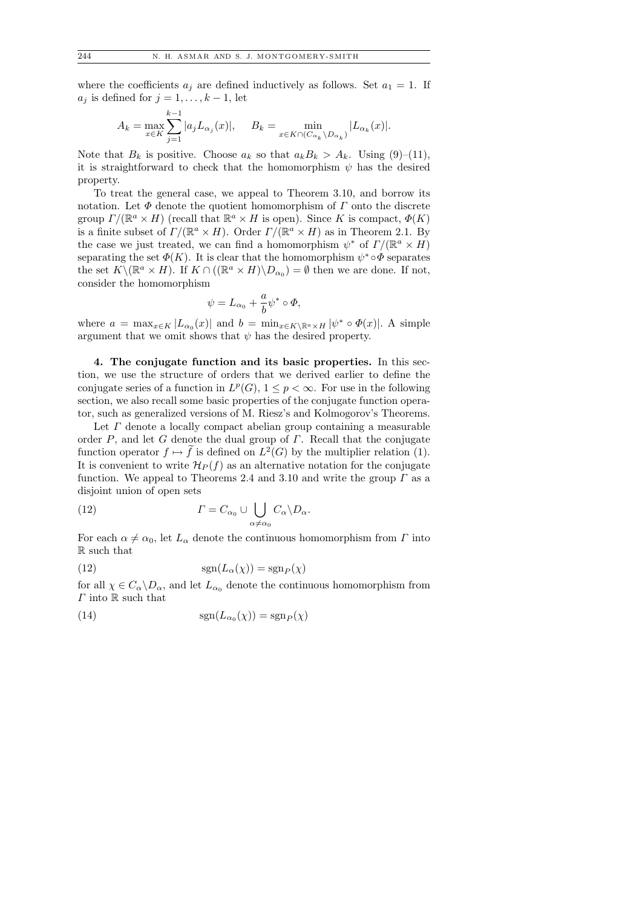where the coefficients $a_j$ are defined inductively as follows. Set $a_1 = 1$. If $a_j$ is defined for $j = 1, \dots, k-1$, let

$$A_k = \max_{x \in K} \sum_{j=1}^{k-1} |a_j L_{\alpha_j}(x)|, \qquad B_k = \min_{x \in K \cap (C_{\alpha_k} \setminus D_{\alpha_k})} |L_{\alpha_k}(x)|.$$

Note that $B_k$ is positive. Choose $a_k$ so that $a_k B_k > A_k$. Using (9)–(11), it is straightforward to check that the homomorphism $\psi$ has the desired property.

To treat the general case, we appeal to Theorem 3.10, and borrow its notation. Let $\Phi$ denote the quotient homomorphism of $\Gamma$ onto the discrete group $\Gamma/(\mathbb{R}^a \times H)$ (recall that $\mathbb{R}^a \times H$ is open). Since $K$ is compact, $\Phi(K)$ is a finite subset of $\Gamma/(\mathbb{R}^a \times H)$. Order $\Gamma/(\mathbb{R}^a \times H)$ as in Theorem 2.1. By the case we just treated, we can find a homomorphism $\psi^*$ of $\Gamma/(\mathbb{R}^a \times H)$ separating the set $\Phi(K)$. It is clear that the homomorphism $\psi^* \circ \Phi$ separates the set $K \setminus (\mathbb{R}^a \times H)$. If $K \cap ((\mathbb{R}^a \times H) \setminus D_{\alpha_0}) = \emptyset$ then we are done. If not, consider the homomorphism

$$\psi = L_{\alpha_0} + \frac{a}{b} \psi^* \circ \Phi,$$

where $a = \max_{x \in K} |L_{\alpha_0}(x)|$ and $b = \min_{x \in K \setminus \mathbb{R}^a \times H} |\psi^* \circ \Phi(x)|$. A simple argument that we omit shows that $\psi$ has the desired property.

**4. The conjugate function and its basic properties.** In this section, we use the structure of orders that we derived earlier to define the conjugate series of a function in $L^p(G)$, $1 \le p < \infty$. For use in the following section, we also recall some basic properties of the conjugate function operator, such as generalized versions of M. Riesz's and Kolmogorov's Theorems.

Let $\Gamma$ denote a locally compact abelian group containing a measurable order $P$, and let $G$ denote the dual group of $\Gamma$. Recall that the conjugate function operator $f \mapsto \widetilde{f}$ is defined on $L^2(G)$ by the multiplier relation (1). It is convenient to write $\mathcal{H}_P(f)$ as an alternative notation for the conjugate function. We appeal to Theorems 2.4 and 3.10 and write the group $\Gamma$ as a disjoint union of open sets

$$\Gamma = C_{\alpha_0} \cup \bigcup_{\alpha \neq \alpha_0} C_\alpha \setminus D_\alpha. \tag{12}$$

For each $\alpha \neq \alpha_0$, let $L_\alpha$ denote the continuous homomorphism from $\Gamma$ into $\mathbb{R}$ such that

$$\operatorname{sgn}(L_\alpha(\chi)) = \operatorname{sgn}_P(\chi) \tag{12}$$

for all $\chi \in C_\alpha \setminus D_\alpha$, and let $L_{\alpha_0}$ denote the continuous homomorphism from $\Gamma$ into $\mathbb{R}$ such that

$$\operatorname{sgn}(L_{\alpha_0}(\chi)) = \operatorname{sgn}_P(\chi) \tag{14}$$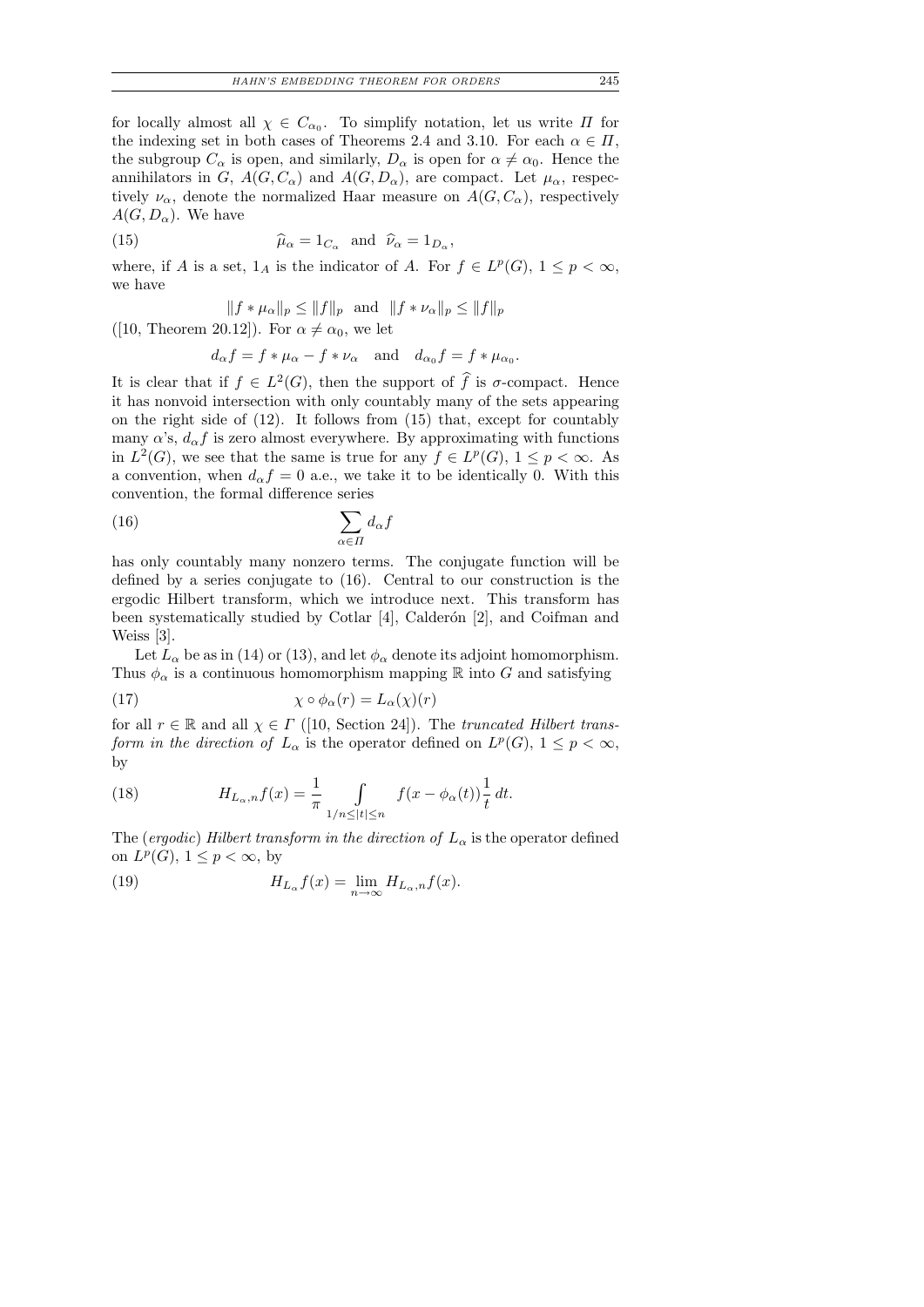for locally almost all $\chi \in C_{\alpha_0}$. To simplify notation, let us write $\Pi$ for the indexing set in both cases of Theorems 2.4 and 3.10. For each $\alpha \in \Pi$, the subgroup $C_\alpha$ is open, and similarly, $D_\alpha$ is open for $\alpha \neq \alpha_0$. Hence the annihilators in $G$, $A(G, C_\alpha)$ and $A(G, D_\alpha)$, are compact. Let $\mu_\alpha$, respectively $\nu_\alpha$, denote the normalized Haar measure on $A(G, C_\alpha)$, respectively $A(G, D_\alpha)$. We have

$$\widehat{\mu}_\alpha = 1_{C_\alpha} \quad \text{and} \quad \widehat{\nu}_\alpha = 1_{D_\alpha}, \tag{15}$$

where, if $A$ is a set, $1_A$ is the indicator of $A$. For $f \in L^p(G)$, $1 \leq p < \infty$, we have

$$\|f * \mu_\alpha\|_p \leq \|f\|_p \quad \text{and} \quad \|f * \nu_\alpha\|_p \leq \|f\|_p$$

([10, Theorem 20.12]). For $\alpha \neq \alpha_0$, we let

$$d_\alpha f = f * \mu_\alpha - f * \nu_\alpha \quad \text{and} \quad d_{\alpha_0} f = f * \mu_{\alpha_0}.$$

It is clear that if $f \in L^2(G)$, then the support of $\widehat{f}$ is $\sigma$-compact. Hence it has nonvoid intersection with only countably many of the sets appearing on the right side of (12). It follows from (15) that, except for countably many $\alpha$'s, $d_\alpha f$ is zero almost everywhere. By approximating with functions in $L^2(G)$, we see that the same is true for any $f \in L^p(G)$, $1 \leq p < \infty$. As a convention, when $d_\alpha f = 0$ a.e., we take it to be identically 0. With this convention, the formal difference series

$$\sum_{\alpha \in \Pi} d_\alpha f \tag{16}$$

has only countably many nonzero terms. The conjugate function will be defined by a series conjugate to (16). Central to our construction is the ergodic Hilbert transform, which we introduce next. This transform has been systematically studied by Cotlar [4], Calderón [2], and Coifman and Weiss [3].

Let $L_\alpha$ be as in (14) or (13), and let $\phi_\alpha$ denote its adjoint homomorphism. Thus $\phi_\alpha$ is a continuous homomorphism mapping $\mathbb{R}$ into $G$ and satisfying

$$\chi \circ \phi_\alpha(r) = L_\alpha(\chi)(r) \tag{17}$$

for all $r \in \mathbb{R}$ and all $\chi \in \Gamma$ ([10, Section 24]). The *truncated Hilbert transform in the direction of* $L_\alpha$ is the operator defined on $L^p(G)$, $1 \leq p < \infty$, by

$$H_{L_\alpha, n} f(x) = \frac{1}{\pi} \int\limits_{1/n \leq |t| \leq n} f(x - \phi_\alpha(t)) \frac{1}{t}\, dt. \tag{18}$$

The (*ergodic*) *Hilbert transform in the direction of* $L_\alpha$ is the operator defined on $L^p(G)$, $1 \leq p < \infty$, by

$$H_{L_\alpha} f(x) = \lim_{n \to \infty} H_{L_\alpha, n} f(x). \tag{19}$$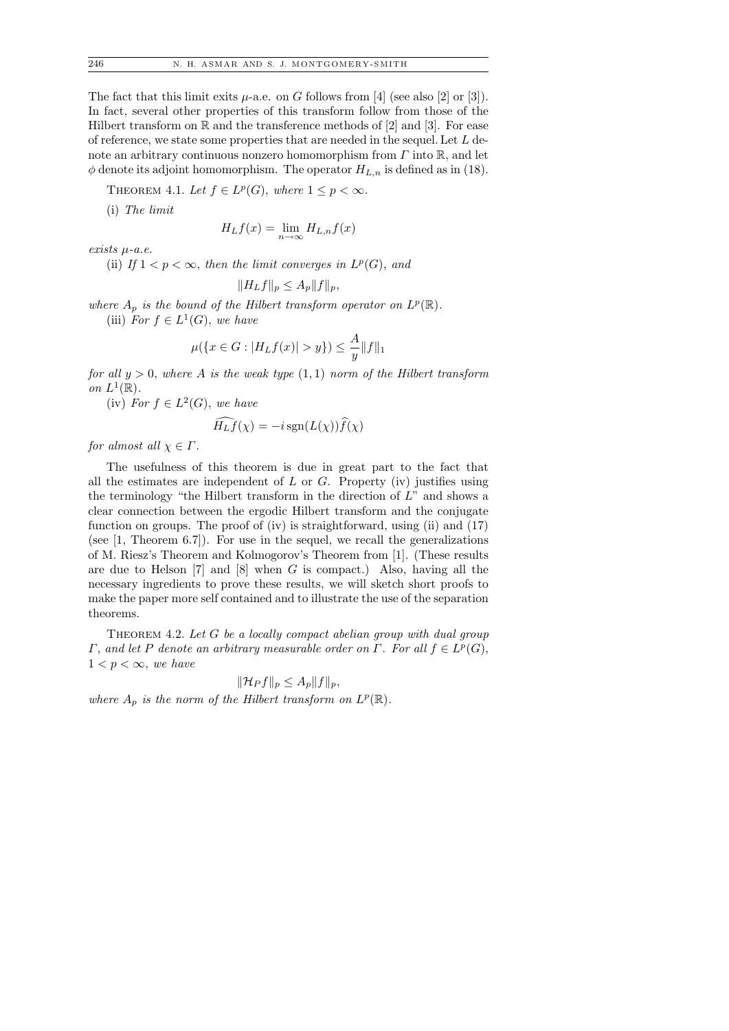The fact that this limit exits $\mu$-a.e. on $G$ follows from [4] (see also [2] or [3]). In fact, several other properties of this transform follow from those of the Hilbert transform on $\mathbb{R}$ and the transference methods of [2] and [3]. For ease of reference, we state some properties that are needed in the sequel. Let $L$ denote an arbitrary continuous nonzero homomorphism from $\Gamma$ into $\mathbb{R}$, and let $\phi$ denote its adjoint homomorphism. The operator $H_{L,n}$ is defined as in (18).

Theorem 4.1. *Let $f \in L^p(G)$, where $1 \le p < \infty$.*

(i) *The limit*

$$H_L f(x) = \lim_{n\to\infty} H_{L,n} f(x)$$

*exists $\mu$-a.e.*

(ii) *If $1 < p < \infty$, then the limit converges in $L^p(G)$, and*

$$\|H_L f\|_p \le A_p \|f\|_p,$$

*where $A_p$ is the bound of the Hilbert transform operator on $L^p(\mathbb{R})$.*

(iii) *For $f \in L^1(G)$, we have*

$$\mu(\{x \in G : |H_L f(x)| > y\}) \le \frac{A}{y}\|f\|_1$$

*for all $y > 0$, where $A$ is the weak type $(1,1)$ norm of the Hilbert transform on $L^1(\mathbb{R})$.*

(iv) *For $f \in L^2(G)$, we have*

$$\widehat{H_L f}(\chi) = -i \operatorname{sgn}(L(\chi))\widehat{f}(\chi)$$

*for almost all $\chi \in \Gamma$.*

The usefulness of this theorem is due in great part to the fact that all the estimates are independent of $L$ or $G$. Property (iv) justifies using the terminology "the Hilbert transform in the direction of $L$" and shows a clear connection between the ergodic Hilbert transform and the conjugate function on groups. The proof of (iv) is straightforward, using (ii) and (17) (see [1, Theorem 6.7]). For use in the sequel, we recall the generalizations of M. Riesz's Theorem and Kolmogorov's Theorem from [1]. (These results are due to Helson [7] and [8] when $G$ is compact.) Also, having all the necessary ingredients to prove these results, we will sketch short proofs to make the paper more self contained and to illustrate the use of the separation theorems.

Theorem 4.2. *Let $G$ be a locally compact abelian group with dual group $\Gamma$, and let $P$ denote an arbitrary measurable order on $\Gamma$. For all $f \in L^p(G)$, $1 < p < \infty$, we have*

$$\|\mathcal{H}_P f\|_p \le A_p \|f\|_p,$$

*where $A_p$ is the norm of the Hilbert transform on $L^p(\mathbb{R})$.*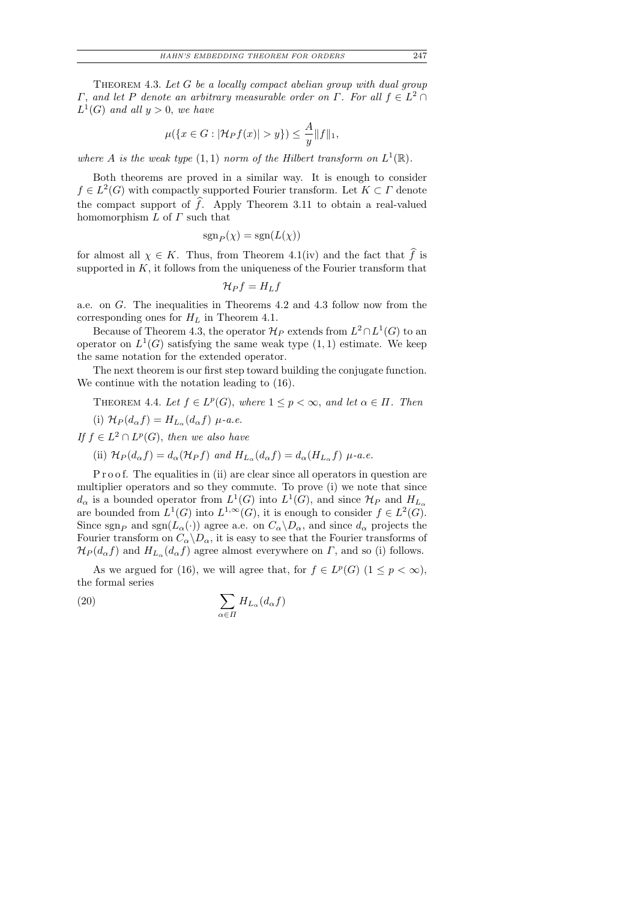THEOREM 4.3. *Let $G$ be a locally compact abelian group with dual group $\Gamma$, and let $P$ denote an arbitrary measurable order on $\Gamma$. For all $f \in L^2 \cap L^1(G)$ and all $y > 0$, we have*

$$\mu(\{x \in G : |\mathcal{H}_P f(x)| > y\}) \le \frac{A}{y}\|f\|_1,$$

*where $A$ is the weak type $(1,1)$ norm of the Hilbert transform on $L^1(\mathbb{R})$.*

Both theorems are proved in a similar way. It is enough to consider $f \in L^2(G)$ with compactly supported Fourier transform. Let $K \subset \Gamma$ denote the compact support of $\widehat{f}$. Apply Theorem 3.11 to obtain a real-valued homomorphism $L$ of $\Gamma$ such that

$$\operatorname{sgn}_P(\chi) = \operatorname{sgn}(L(\chi))$$

for almost all $\chi \in K$. Thus, from Theorem 4.1(iv) and the fact that $\widehat{f}$ is supported in $K$, it follows from the uniqueness of the Fourier transform that

$$\mathcal{H}_P f = H_L f$$

a.e. on $G$. The inequalities in Theorems 4.2 and 4.3 follow now from the corresponding ones for $H_L$ in Theorem 4.1.

Because of Theorem 4.3, the operator $\mathcal{H}_P$ extends from $L^2 \cap L^1(G)$ to an operator on $L^1(G)$ satisfying the same weak type $(1,1)$ estimate. We keep the same notation for the extended operator.

The next theorem is our first step toward building the conjugate function. We continue with the notation leading to (16).

THEOREM 4.4. *Let $f \in L^p(G)$, where $1 \le p < \infty$, and let $\alpha \in \Pi$. Then*

(i) $\mathcal{H}_P(d_\alpha f) = H_{L_\alpha}(d_\alpha f)$ *$\mu$-a.e.*

*If $f \in L^2 \cap L^p(G)$, then we also have*

(ii) $\mathcal{H}_P(d_\alpha f) = d_\alpha(\mathcal{H}_P f)$ *and* $H_{L_\alpha}(d_\alpha f) = d_\alpha(H_{L_\alpha} f)$ *$\mu$-a.e.*

Proof. The equalities in (ii) are clear since all operators in question are multiplier operators and so they commute. To prove (i) we note that since $d_\alpha$ is a bounded operator from $L^1(G)$ into $L^1(G)$, and since $\mathcal{H}_P$ and $H_{L_\alpha}$ are bounded from $L^1(G)$ into $L^{1,\infty}(G)$, it is enough to consider $f \in L^2(G)$. Since $\operatorname{sgn}_P$ and $\operatorname{sgn}(L_\alpha(\cdot))$ agree a.e. on $C_\alpha \setminus D_\alpha$, and since $d_\alpha$ projects the Fourier transform on $C_\alpha \setminus D_\alpha$, it is easy to see that the Fourier transforms of $\mathcal{H}_P(d_\alpha f)$ and $H_{L_\alpha}(d_\alpha f)$ agree almost everywhere on $\Gamma$, and so (i) follows.

As we argued for (16), we will agree that, for $f \in L^p(G)$ $(1 \le p < \infty)$, the formal series

$$\sum_{\alpha \in \Pi} H_{L_\alpha}(d_\alpha f) \tag{20}$$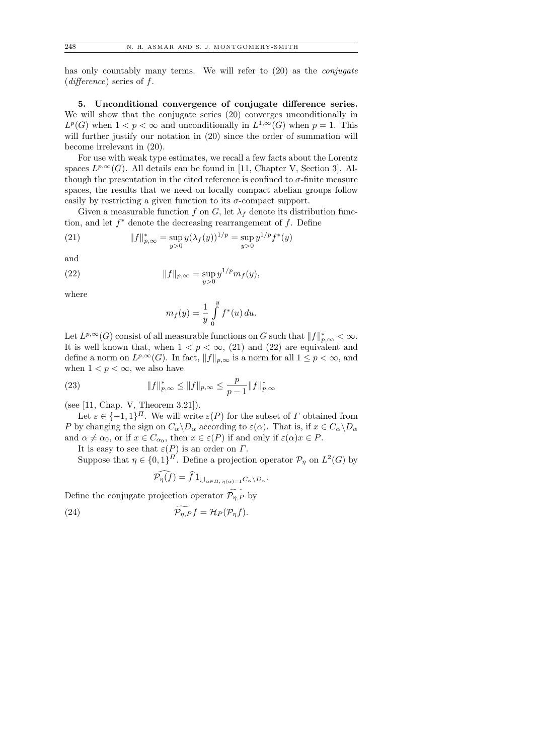has only countably many terms. We will refer to (20) as the *conjugate (difference)* series of $f$.

**5. Unconditional convergence of conjugate difference series.** We will show that the conjugate series (20) converges unconditionally in $L^p(G)$ when $1 < p < \infty$ and unconditionally in $L^{1,\infty}(G)$ when $p = 1$. This will further justify our notation in (20) since the order of summation will become irrelevant in (20).

For use with weak type estimates, we recall a few facts about the Lorentz spaces $L^{p,\infty}(G)$. All details can be found in [11, Chapter V, Section 3]. Although the presentation in the cited reference is confined to $\sigma$-finite measure spaces, the results that we need on locally compact abelian groups follow easily by restricting a given function to its $\sigma$-compact support.

Given a measurable function $f$ on $G$, let $\lambda_f$ denote its distribution function, and let $f^*$ denote the decreasing rearrangement of $f$. Define

$$\|f\|^*_{p,\infty} = \sup_{y>0} y(\lambda_f(y))^{1/p} = \sup_{y>0} y^{1/p} f^*(y) \tag{21}$$

and

$$\|f\|_{p,\infty} = \sup_{y>0} y^{1/p} m_f(y), \tag{22}$$

where

$$m_f(y) = \frac{1}{y} \int_0^y f^*(u)\, du.$$

Let $L^{p,\infty}(G)$ consist of all measurable functions on $G$ such that $\|f\|^*_{p,\infty} < \infty$. It is well known that, when $1 < p < \infty$, (21) and (22) are equivalent and define a norm on $L^{p,\infty}(G)$. In fact, $\|f\|_{p,\infty}$ is a norm for all $1 \le p < \infty$, and when $1 < p < \infty$, we also have

$$\|f\|^*_{p,\infty} \le \|f\|_{p,\infty} \le \frac{p}{p-1} \|f\|^*_{p,\infty} \tag{23}$$

(see [11, Chap. V, Theorem 3.21]).

Let $\varepsilon \in \{-1, 1\}^{\Pi}$. We will write $\varepsilon(P)$ for the subset of $\Gamma$ obtained from $P$ by changing the sign on $C_\alpha \setminus D_\alpha$ according to $\varepsilon(\alpha)$. That is, if $x \in C_\alpha \setminus D_\alpha$ and $\alpha \ne \alpha_0$, or if $x \in C_{\alpha_0}$, then $x \in \varepsilon(P)$ if and only if $\varepsilon(\alpha)x \in P$.

It is easy to see that $\varepsilon(P)$ is an order on $\Gamma$.

Suppose that $\eta \in \{0, 1\}^{\Pi}$. Define a projection operator $\mathcal{P}_\eta$ on $L^2(G)$ by

$$\widehat{\mathcal{P}_\eta(f)} = \widehat{f}\, 1_{\bigcup_{\alpha \in \Pi,\, \eta(\alpha)=1} C_\alpha \setminus D_\alpha}.$$

Define the conjugate projection operator $\widetilde{\mathcal{P}_{\eta,P}}$ by

$$\widetilde{\mathcal{P}_{\eta,P}} f = \mathcal{H}_P(\mathcal{P}_\eta f). \tag{24}$$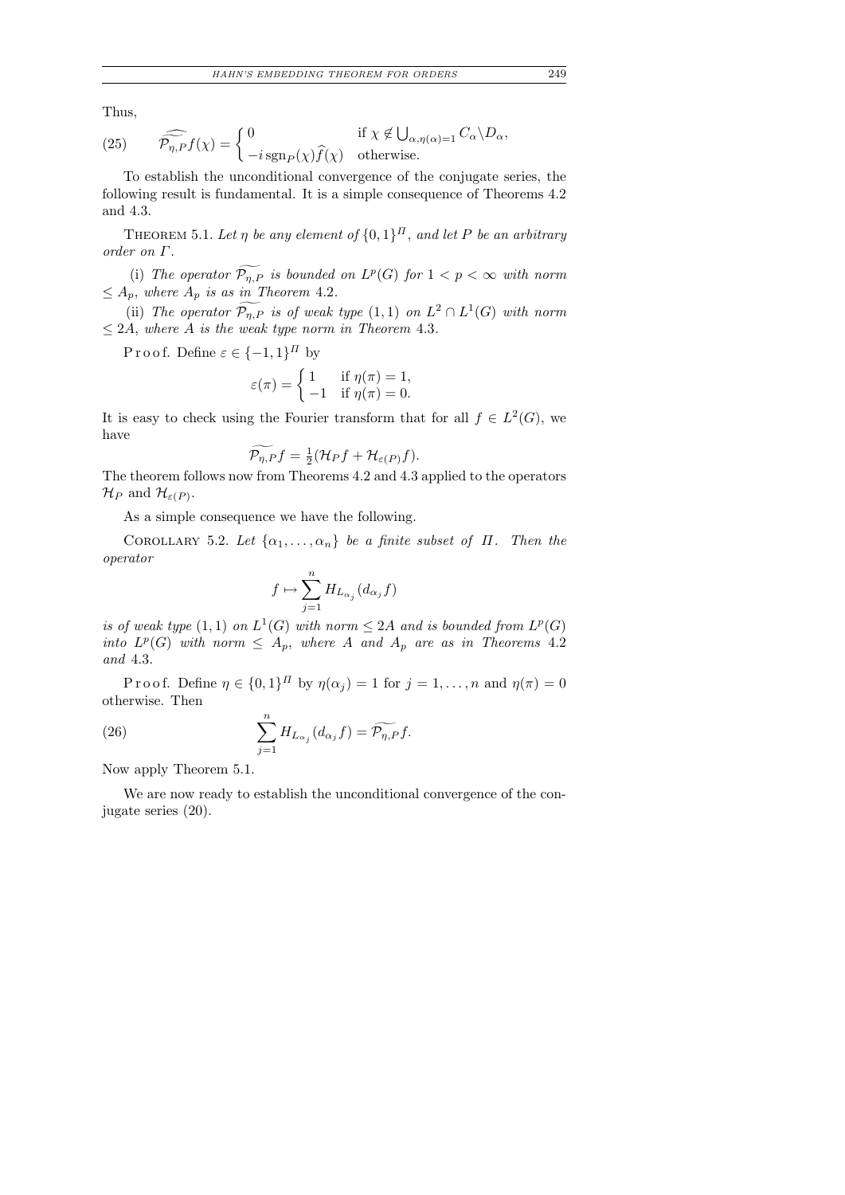Thus,

$$\widehat{\widetilde{\mathcal{P}_{\eta,P}}f}(\chi) = \begin{cases} 0 & \text{if } \chi \notin \bigcup_{\alpha,\eta(\alpha)=1} C_\alpha \backslash D_\alpha, \\ -i\,\mathrm{sgn}_P(\chi)\widehat{f}(\chi) & \text{otherwise.} \end{cases} \tag{25}$$

To establish the unconditional convergence of the conjugate series, the following result is fundamental. It is a simple consequence of Theorems 4.2 and 4.3.

THEOREM 5.1. *Let $\eta$ be any element of $\{0,1\}^{\Pi}$, and let $P$ be an arbitrary order on $\Gamma$.*

(i) *The operator $\widetilde{\mathcal{P}_{\eta,P}}$ is bounded on $L^p(G)$ for $1 < p < \infty$ with norm $\le A_p$, where $A_p$ is as in Theorem* 4.2.

(ii) *The operator $\widetilde{\mathcal{P}_{\eta,P}}$ is of weak type $(1,1)$ on $L^2 \cap L^1(G)$ with norm $\le 2A$, where $A$ is the weak type norm in Theorem* 4.3.

Proof. Define $\varepsilon \in \{-1,1\}^{\Pi}$ by

$$\varepsilon(\pi) = \begin{cases} 1 & \text{if } \eta(\pi) = 1, \\ -1 & \text{if } \eta(\pi) = 0. \end{cases}$$

It is easy to check using the Fourier transform that for all $f \in L^2(G)$, we have

$$\widetilde{\mathcal{P}_{\eta,P}}f = \tfrac{1}{2}(\mathcal{H}_P f + \mathcal{H}_{\varepsilon(P)} f).$$

The theorem follows now from Theorems 4.2 and 4.3 applied to the operators $\mathcal{H}_P$ and $\mathcal{H}_{\varepsilon(P)}$.

As a simple consequence we have the following.

COROLLARY 5.2. *Let $\{\alpha_1, \ldots, \alpha_n\}$ be a finite subset of $\Pi$. Then the operator*

$$f \mapsto \sum_{j=1}^{n} H_{L_{\alpha_j}}(d_{\alpha_j} f)$$

*is of weak type $(1,1)$ on $L^1(G)$ with norm $\le 2A$ and is bounded from $L^p(G)$ into $L^p(G)$ with norm $\le A_p$, where $A$ and $A_p$ are as in Theorems* 4.2 *and* 4.3.

Proof. Define $\eta \in \{0,1\}^{\Pi}$ by $\eta(\alpha_j) = 1$ for $j = 1, \ldots, n$ and $\eta(\pi) = 0$ otherwise. Then

$$\sum_{j=1}^{n} H_{L_{\alpha_j}}(d_{\alpha_j} f) = \widetilde{\mathcal{P}_{\eta,P}}f. \tag{26}$$

Now apply Theorem 5.1.

We are now ready to establish the unconditional convergence of the conjugate series (20).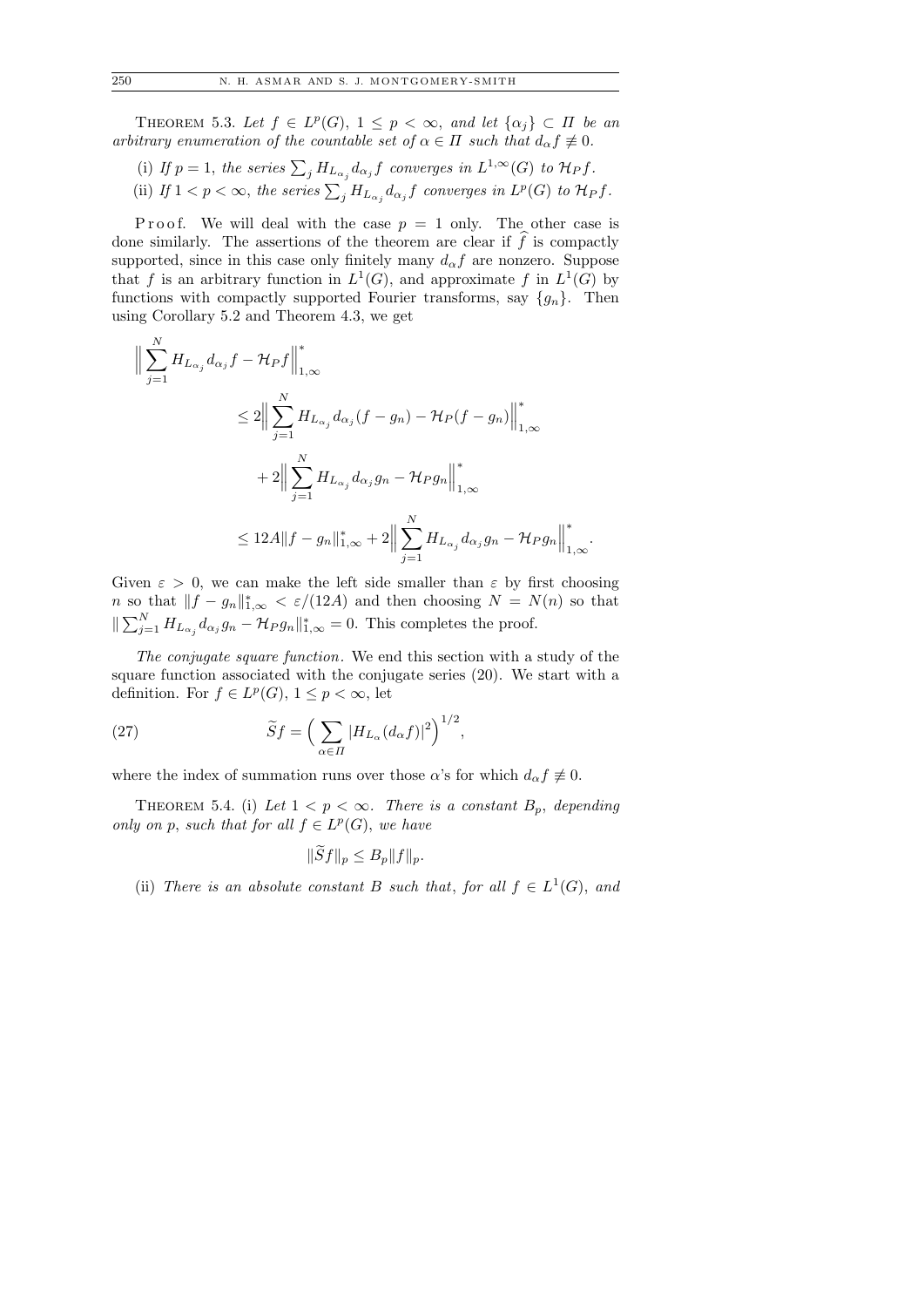THEOREM 5.3. *Let $f \in L^p(G)$, $1 \le p < \infty$, and let $\{\alpha_j\} \subset \Pi$ be an arbitrary enumeration of the countable set of $\alpha \in \Pi$ such that $d_\alpha f \not\equiv 0$.*

(i) *If $p = 1$, the series $\sum_j H_{L_{\alpha_j}} d_{\alpha_j} f$ converges in $L^{1,\infty}(G)$ to $\mathcal{H}_P f$.*

(ii) *If $1 < p < \infty$, the series $\sum_j H_{L_{\alpha_j}} d_{\alpha_j} f$ converges in $L^p(G)$ to $\mathcal{H}_P f$.*

Proof. We will deal with the case $p = 1$ only. The other case is done similarly. The assertions of the theorem are clear if $\widehat{f}$ is compactly supported, since in this case only finitely many $d_\alpha f$ are nonzero. Suppose that $f$ is an arbitrary function in $L^1(G)$, and approximate $f$ in $L^1(G)$ by functions with compactly supported Fourier transforms, say $\{g_n\}$. Then using Corollary 5.2 and Theorem 4.3, we get

$$
\begin{aligned}
\Big\| \sum_{j=1}^{N} H_{L_{\alpha_j}} d_{\alpha_j} f - \mathcal{H}_P f \Big\|_{1,\infty}^{*}
&\le 2 \Big\| \sum_{j=1}^{N} H_{L_{\alpha_j}} d_{\alpha_j} (f - g_n) - \mathcal{H}_P (f - g_n) \Big\|_{1,\infty}^{*} \\
&\quad + 2 \Big\| \sum_{j=1}^{N} H_{L_{\alpha_j}} d_{\alpha_j} g_n - \mathcal{H}_P g_n \Big\|_{1,\infty}^{*} \\
&\le 12A \|f - g_n\|_{1,\infty}^{*} + 2 \Big\| \sum_{j=1}^{N} H_{L_{\alpha_j}} d_{\alpha_j} g_n - \mathcal{H}_P g_n \Big\|_{1,\infty}^{*}.
\end{aligned}
$$

Given $\varepsilon > 0$, we can make the left side smaller than $\varepsilon$ by first choosing $n$ so that $\|f - g_n\|_{1,\infty}^{*} < \varepsilon/(12A)$ and then choosing $N = N(n)$ so that $\| \sum_{j=1}^{N} H_{L_{\alpha_j}} d_{\alpha_j} g_n - \mathcal{H}_P g_n \|_{1,\infty}^{*} = 0$. This completes the proof.

*The conjugate square function.* We end this section with a study of the square function associated with the conjugate series (20). We start with a definition. For $f \in L^p(G)$, $1 \le p < \infty$, let

$$
\widetilde{S} f = \Big( \sum_{\alpha \in \Pi} |H_{L_\alpha}(d_\alpha f)|^2 \Big)^{1/2}, \tag{27}
$$

where the index of summation runs over those $\alpha$'s for which $d_\alpha f \not\equiv 0$.

THEOREM 5.4. (i) *Let $1 < p < \infty$. There is a constant $B_p$, depending only on $p$, such that for all $f \in L^p(G)$, we have*

$$
\|\widetilde{S} f\|_p \le B_p \|f\|_p.
$$

(ii) *There is an absolute constant $B$ such that, for all $f \in L^1(G)$, and*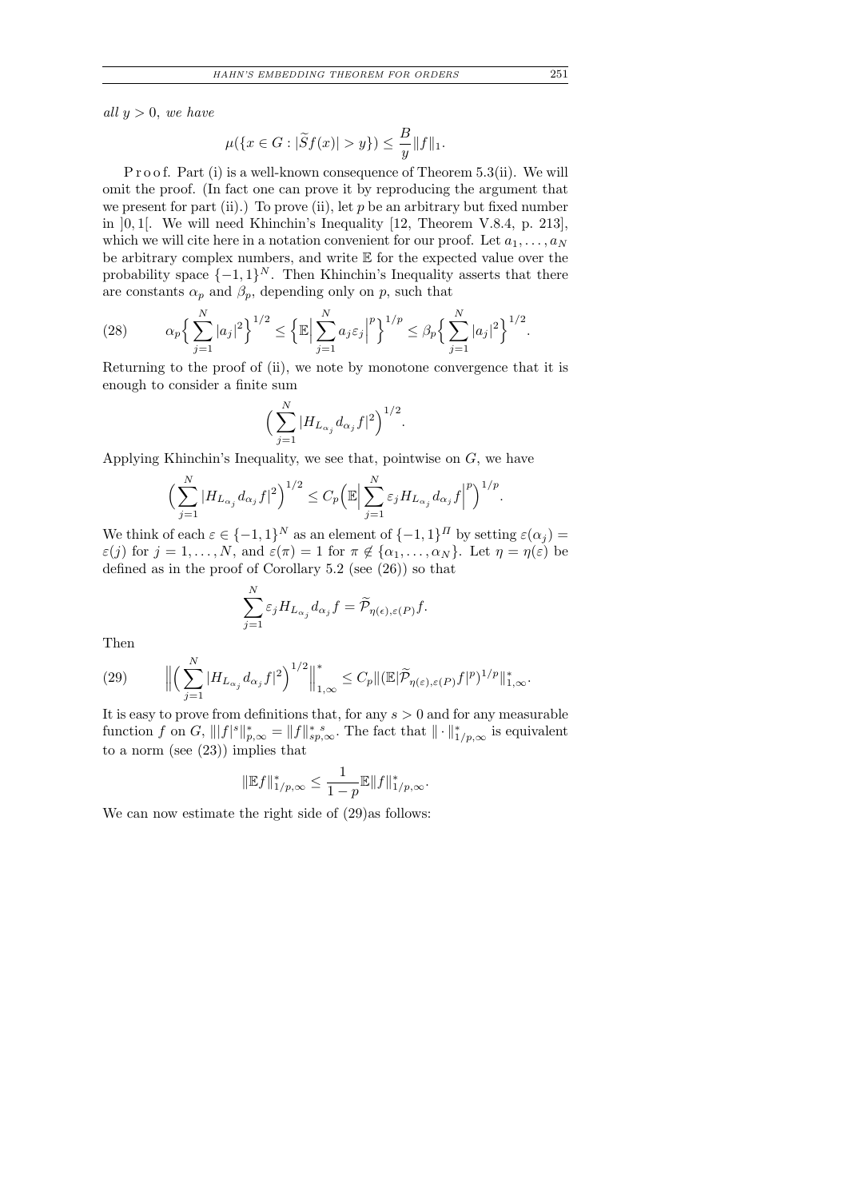*all $y > 0$, we have*

$$\mu(\{x \in G : |\widetilde{S}f(x)| > y\}) \leq \frac{B}{y}\|f\|_1.$$

P r o o f. Part (i) is a well-known consequence of Theorem 5.3(ii). We will omit the proof. (In fact one can prove it by reproducing the argument that we present for part (ii).) To prove (ii), let $p$ be an arbitrary but fixed number in $]0,1[$. We will need Khinchin's Inequality [12, Theorem V.8.4, p. 213], which we will cite here in a notation convenient for our proof. Let $a_1, \ldots, a_N$ be arbitrary complex numbers, and write $\mathbb{E}$ for the expected value over the probability space $\{-1,1\}^N$. Then Khinchin's Inequality asserts that there are constants $\alpha_p$ and $\beta_p$, depending only on $p$, such that

$$\alpha_p \Big\{ \sum_{j=1}^{N} |a_j|^2 \Big\}^{1/2} \leq \Big\{ \mathbb{E}\Big| \sum_{j=1}^{N} a_j \varepsilon_j \Big|^p \Big\}^{1/p} \leq \beta_p \Big\{ \sum_{j=1}^{N} |a_j|^2 \Big\}^{1/2}. \tag{28}$$

Returning to the proof of (ii), we note by monotone convergence that it is enough to consider a finite sum

$$\Big( \sum_{j=1}^{N} |H_{L_{\alpha_j}} d_{\alpha_j} f|^2 \Big)^{1/2}.$$

Applying Khinchin's Inequality, we see that, pointwise on $G$, we have

$$\Big( \sum_{j=1}^{N} |H_{L_{\alpha_j}} d_{\alpha_j} f|^2 \Big)^{1/2} \leq C_p \Big( \mathbb{E}\Big| \sum_{j=1}^{N} \varepsilon_j H_{L_{\alpha_j}} d_{\alpha_j} f \Big|^p \Big)^{1/p}.$$

We think of each $\varepsilon \in \{-1,1\}^N$ as an element of $\{-1,1\}^{\Pi}$ by setting $\varepsilon(\alpha_j) = \varepsilon(j)$ for $j = 1, \ldots, N$, and $\varepsilon(\pi) = 1$ for $\pi \notin \{\alpha_1, \ldots, \alpha_N\}$. Let $\eta = \eta(\varepsilon)$ be defined as in the proof of Corollary 5.2 (see (26)) so that

$$\sum_{j=1}^{N} \varepsilon_j H_{L_{\alpha_j}} d_{\alpha_j} f = \widetilde{\mathcal{P}}_{\eta(\epsilon), \varepsilon(P)} f.$$

Then

$$\Big\| \Big( \sum_{j=1}^{N} |H_{L_{\alpha_j}} d_{\alpha_j} f|^2 \Big)^{1/2} \Big\|_{1,\infty}^{*} \leq C_p \|(\mathbb{E}|\widetilde{\mathcal{P}}_{\eta(\varepsilon), \varepsilon(P)} f|^p)^{1/p}\|_{1,\infty}^{*}. \tag{29}$$

It is easy to prove from definitions that, for any $s > 0$ and for any measurable function $f$ on $G$, $\||f|^s\|_{p,\infty}^{*} = \|f\|_{sp,\infty}^{*\,s}$. The fact that $\|\cdot\|_{1/p,\infty}^{*}$ is equivalent to a norm (see (23)) implies that

$$\|\mathbb{E}f\|_{1/p,\infty}^{*} \leq \frac{1}{1-p} \mathbb{E}\|f\|_{1/p,\infty}^{*}.$$

We can now estimate the right side of (29)as follows: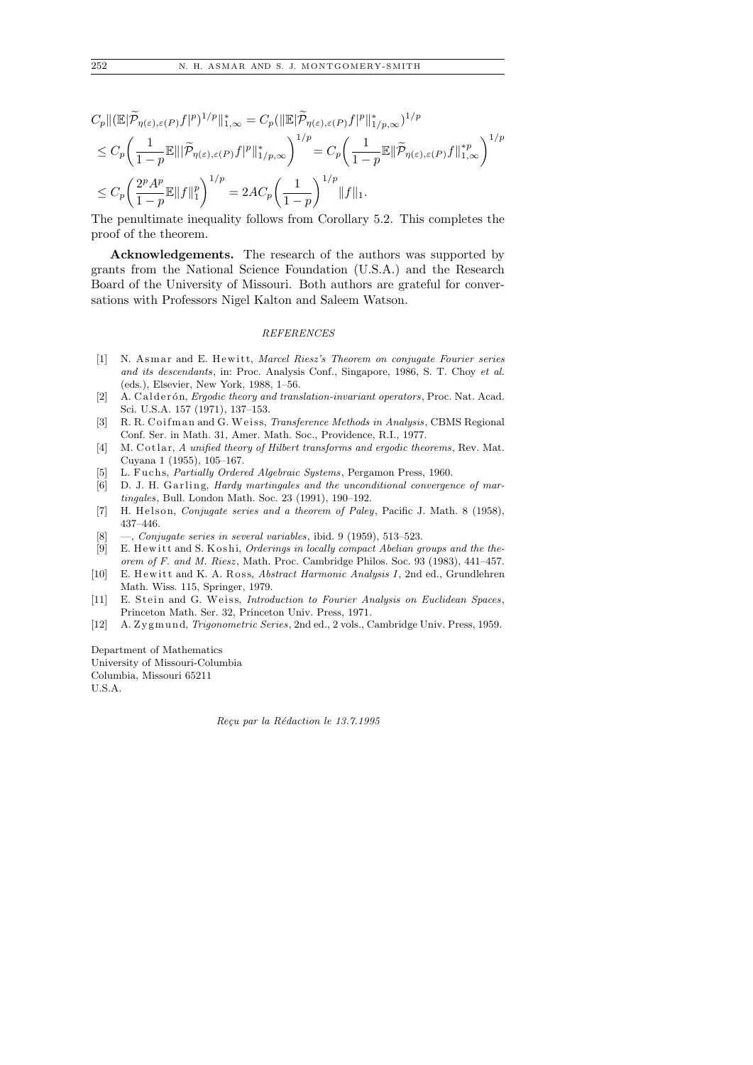$$C_p\|(\mathbb{E}|\widetilde{\mathcal{P}}_{\eta(\varepsilon),\varepsilon(P)}f|^p)^{1/p}\|_{1,\infty}^* = C_p(\|\mathbb{E}|\widetilde{\mathcal{P}}_{\eta(\varepsilon),\varepsilon(P)}f|^p\|_{1/p,\infty}^*)^{1/p}$$
$$\leq C_p\bigg(\frac{1}{1-p}\mathbb{E}\||\widetilde{\mathcal{P}}_{\eta(\varepsilon),\varepsilon(P)}f|^p\|_{1/p,\infty}^*\bigg)^{1/p} = C_p\bigg(\frac{1}{1-p}\mathbb{E}\|\widetilde{\mathcal{P}}_{\eta(\varepsilon),\varepsilon(P)}f\|_{1,\infty}^{*p}\bigg)^{1/p}$$
$$\leq C_p\bigg(\frac{2^pA^p}{1-p}\mathbb{E}\|f\|_1^p\bigg)^{1/p} = 2AC_p\bigg(\frac{1}{1-p}\bigg)^{1/p}\|f\|_1.$$

The penultimate inequality follows from Corollary 5.2. This completes the proof of the theorem.

**Acknowledgements.** The research of the authors was supported by grants from the National Science Foundation (U.S.A.) and the Research Board of the University of Missouri. Both authors are grateful for conversations with Professors Nigel Kalton and Saleem Watson.

## REFERENCES

[1] N. Asmar and E. Hewitt, *Marcel Riesz's Theorem on conjugate Fourier series and its descendants*, in: Proc. Analysis Conf., Singapore, 1986, S. T. Choy *et al.* (eds.), Elsevier, New York, 1988, 1–56.

[2] A. Calderón, *Ergodic theory and translation-invariant operators*, Proc. Nat. Acad. Sci. U.S.A. 157 (1971), 137–153.

[3] R. R. Coifman and G. Weiss, *Transference Methods in Analysis*, CBMS Regional Conf. Ser. in Math. 31, Amer. Math. Soc., Providence, R.I., 1977.

[4] M. Cotlar, *A unified theory of Hilbert transforms and ergodic theorems*, Rev. Mat. Cuyana 1 (1955), 105–167.

[5] L. Fuchs, *Partially Ordered Algebraic Systems*, Pergamon Press, 1960.

[6] D. J. H. Garling, *Hardy martingales and the unconditional convergence of martingales*, Bull. London Math. Soc. 23 (1991), 190–192.

[7] H. Helson, *Conjugate series and a theorem of Paley*, Pacific J. Math. 8 (1958), 437–446.

[8] —, *Conjugate series in several variables*, ibid. 9 (1959), 513–523.

[9] E. Hewitt and S. Koshi, *Orderings in locally compact Abelian groups and the theorem of F. and M. Riesz*, Math. Proc. Cambridge Philos. Soc. 93 (1983), 441–457.

[10] E. Hewitt and K. A. Ross, *Abstract Harmonic Analysis I*, 2nd ed., Grundlehren Math. Wiss. 115, Springer, 1979.

[11] E. Stein and G. Weiss, *Introduction to Fourier Analysis on Euclidean Spaces*, Princeton Math. Ser. 32, Princeton Univ. Press, 1971.

[12] A. Zygmund, *Trigonometric Series*, 2nd ed., 2 vols., Cambridge Univ. Press, 1959.

Department of Mathematics
University of Missouri-Columbia
Columbia, Missouri 65211
U.S.A.

*Reçu par la Rédaction le 13.7.1995*